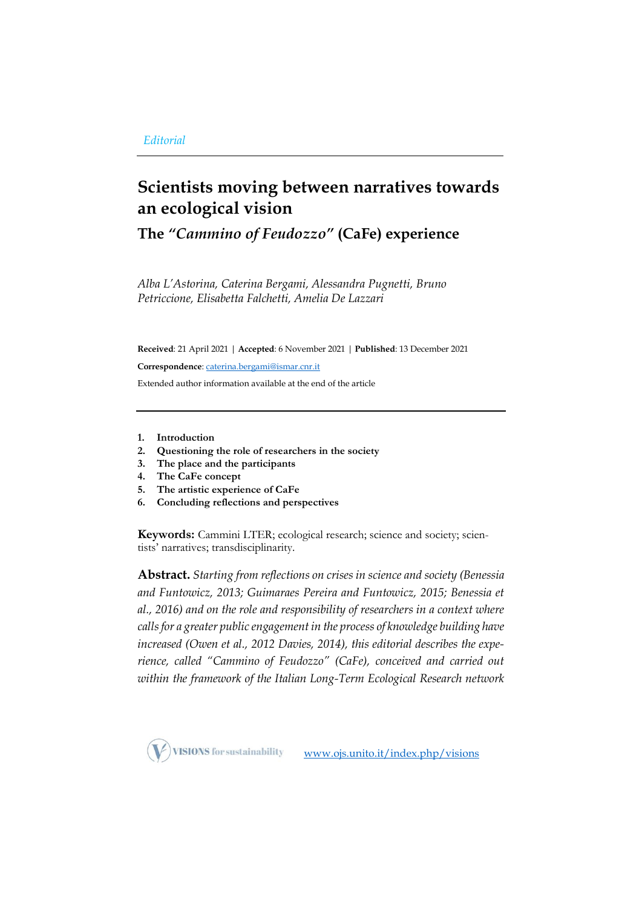*Editorial*

# Scientists moving between narratives towards an ecological vision

## The "*Cammino of Feudozzo*" (CaFe) experience

*Alba L'Astorina, Caterina Bergami, Alessandra Pugnetti, Bruno Petriccione, Elisabetta Falchetti, Amelia De Lazzari*

**Received**: 21 April 2021 | **Accepted**: 6 November 2021 | **Published**: 13 December 2021

**Correspondence**: caterina.bergami@ismar.cnr.it

Extended author information available at the end of the article

1. **Introduction**
2. **Questioning the role of researchers in the society**
3. **The place and the participants**
4. **The CaFe concept**
5. **The artistic experience of CaFe**
6. **Concluding reflections and perspectives**

**Keywords:** Cammini LTER; ecological research; science and society; scientists' narratives; transdisciplinarity.

**Abstract.** *Starting from reflections on crises in science and society (Benessia and Funtowicz, 2013; Guimaraes Pereira and Funtowicz, 2015; Benessia et al., 2016) and on the role and responsibility of researchers in a context where calls for a greater public engagement in the process of knowledge building have increased (Owen et al., 2012 Davies, 2014), this editorial describes the experience, called "Cammino of Feudozzo" (CaFe), conceived and carried out within the framework of the Italian Long-Term Ecological Research network*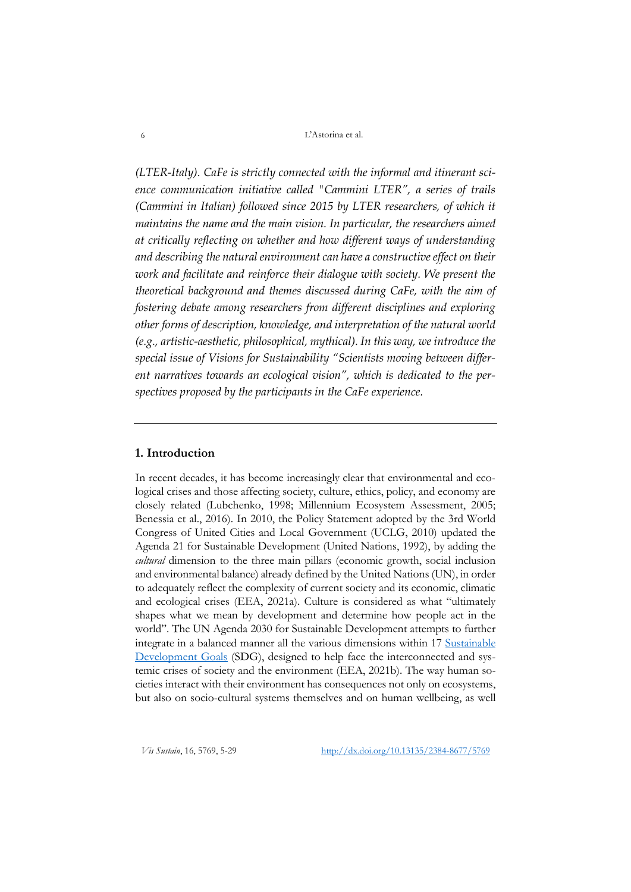*(LTER-Italy). CaFe is strictly connected with the informal and itinerant science communication initiative called "Cammini LTER", a series of trails (Cammini in Italian) followed since 2015 by LTER researchers, of which it maintains the name and the main vision. In particular, the researchers aimed at critically reflecting on whether and how different ways of understanding and describing the natural environment can have a constructive effect on their work and facilitate and reinforce their dialogue with society. We present the theoretical background and themes discussed during CaFe, with the aim of fostering debate among researchers from different disciplines and exploring other forms of description, knowledge, and interpretation of the natural world (e.g., artistic-aesthetic, philosophical, mythical). In this way, we introduce the special issue of Visions for Sustainability "Scientists moving between different narratives towards an ecological vision", which is dedicated to the perspectives proposed by the participants in the CaFe experience.*

---

## 1. Introduction

In recent decades, it has become increasingly clear that environmental and ecological crises and those affecting society, culture, ethics, policy, and economy are closely related (Lubchenko, 1998; Millennium Ecosystem Assessment, 2005; Benessia et al., 2016). In 2010, the Policy Statement adopted by the 3rd World Congress of United Cities and Local Government (UCLG, 2010) updated the Agenda 21 for Sustainable Development (United Nations, 1992), by adding the *cultural* dimension to the three main pillars (economic growth, social inclusion and environmental balance) already defined by the United Nations (UN), in order to adequately reflect the complexity of current society and its economic, climatic and ecological crises (EEA, 2021a). Culture is considered as what "ultimately shapes what we mean by development and determine how people act in the world". The UN Agenda 2030 for Sustainable Development attempts to further integrate in a balanced manner all the various dimensions within 17 [Sustainable Development Goals](#) (SDG), designed to help face the interconnected and systemic crises of society and the environment (EEA, 2021b). The way human societies interact with their environment has consequences not only on ecosystems, but also on socio-cultural systems themselves and on human wellbeing, as well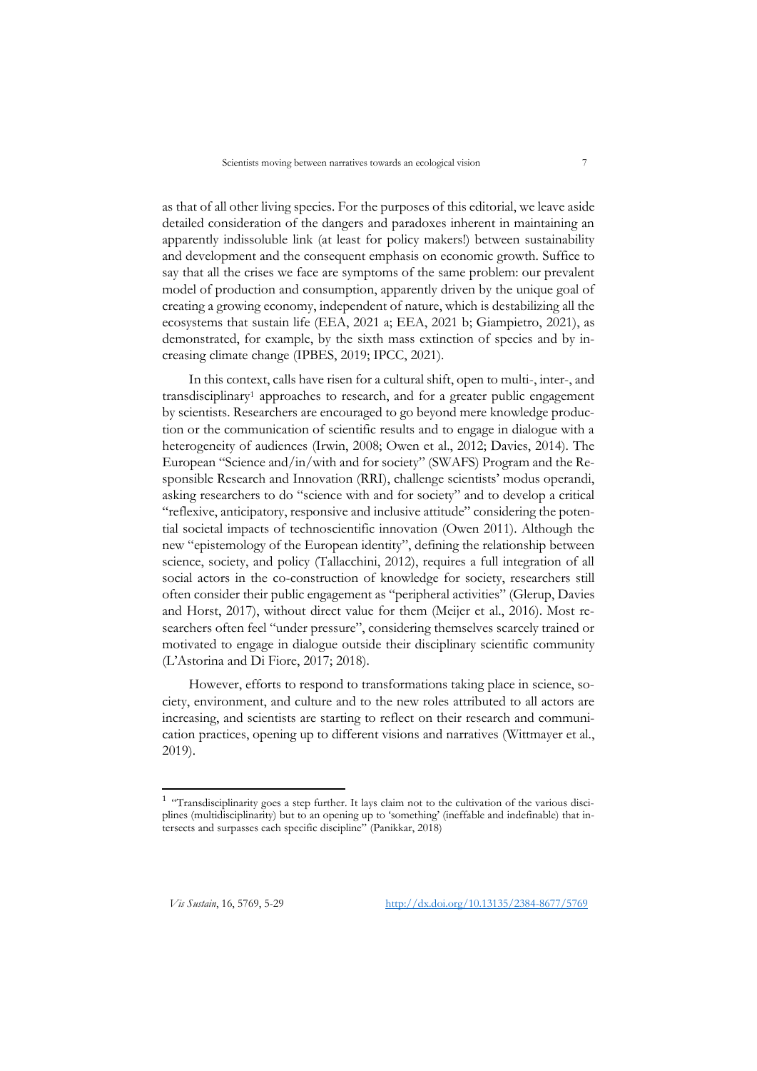as that of all other living species. For the purposes of this editorial, we leave aside detailed consideration of the dangers and paradoxes inherent in maintaining an apparently indissoluble link (at least for policy makers!) between sustainability and development and the consequent emphasis on economic growth. Suffice to say that all the crises we face are symptoms of the same problem: our prevalent model of production and consumption, apparently driven by the unique goal of creating a growing economy, independent of nature, which is destabilizing all the ecosystems that sustain life (EEA, 2021 a; EEA, 2021 b; Giampietro, 2021), as demonstrated, for example, by the sixth mass extinction of species and by increasing climate change (IPBES, 2019; IPCC, 2021).

In this context, calls have risen for a cultural shift, open to multi-, inter-, and transdisciplinary[1] approaches to research, and for a greater public engagement by scientists. Researchers are encouraged to go beyond mere knowledge production or the communication of scientific results and to engage in dialogue with a heterogeneity of audiences (Irwin, 2008; Owen et al., 2012; Davies, 2014). The European "Science and/in/with and for society" (SWAFS) Program and the Responsible Research and Innovation (RRI), challenge scientists' modus operandi, asking researchers to do "science with and for society" and to develop a critical "reflexive, anticipatory, responsive and inclusive attitude" considering the potential societal impacts of technoscientific innovation (Owen 2011). Although the new "epistemology of the European identity", defining the relationship between science, society, and policy (Tallacchini, 2012), requires a full integration of all social actors in the co-construction of knowledge for society, researchers still often consider their public engagement as "peripheral activities" (Glerup, Davies and Horst, 2017), without direct value for them (Meijer et al., 2016). Most researchers often feel "under pressure", considering themselves scarcely trained or motivated to engage in dialogue outside their disciplinary scientific community (L'Astorina and Di Fiore, 2017; 2018).

However, efforts to respond to transformations taking place in science, society, environment, and culture and to the new roles attributed to all actors are increasing, and scientists are starting to reflect on their research and communication practices, opening up to different visions and narratives (Wittmayer et al., 2019).

[1] "Transdisciplinarity goes a step further. It lays claim not to the cultivation of the various disciplines (multidisciplinarity) but to an opening up to 'something' (ineffable and indefinable) that intersects and surpasses each specific discipline" (Panikkar, 2018)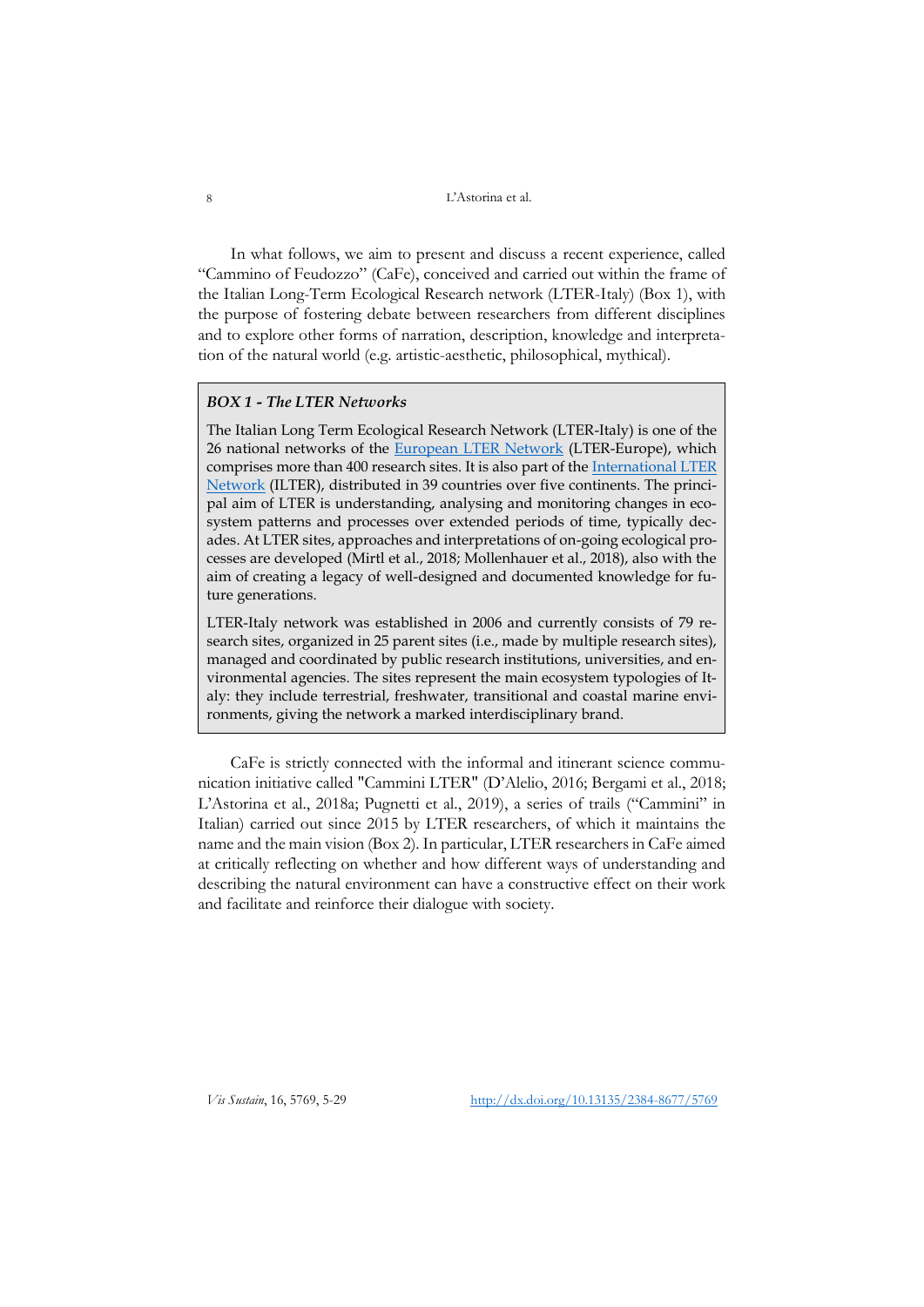In what follows, we aim to present and discuss a recent experience, called "Cammino of Feudozzo" (CaFe), conceived and carried out within the frame of the Italian Long-Term Ecological Research network (LTER-Italy) (Box 1), with the purpose of fostering debate between researchers from different disciplines and to explore other forms of narration, description, knowledge and interpretation of the natural world (e.g. artistic-aesthetic, philosophical, mythical).

> ***BOX 1 - The LTER Networks***
>
> The Italian Long Term Ecological Research Network (LTER-Italy) is one of the 26 national networks of the European LTER Network (LTER-Europe), which comprises more than 400 research sites. It is also part of the International LTER Network (ILTER), distributed in 39 countries over five continents. The principal aim of LTER is understanding, analysing and monitoring changes in ecosystem patterns and processes over extended periods of time, typically decades. At LTER sites, approaches and interpretations of on-going ecological processes are developed (Mirtl et al., 2018; Mollenhauer et al., 2018), also with the aim of creating a legacy of well-designed and documented knowledge for future generations.
>
> LTER-Italy network was established in 2006 and currently consists of 79 research sites, organized in 25 parent sites (i.e., made by multiple research sites), managed and coordinated by public research institutions, universities, and environmental agencies. The sites represent the main ecosystem typologies of Italy: they include terrestrial, freshwater, transitional and coastal marine environments, giving the network a marked interdisciplinary brand.

CaFe is strictly connected with the informal and itinerant science communication initiative called "Cammini LTER" (D'Alelio, 2016; Bergami et al., 2018; L'Astorina et al., 2018a; Pugnetti et al., 2019), a series of trails ("Cammini" in Italian) carried out since 2015 by LTER researchers, of which it maintains the name and the main vision (Box 2). In particular, LTER researchers in CaFe aimed at critically reflecting on whether and how different ways of understanding and describing the natural environment can have a constructive effect on their work and facilitate and reinforce their dialogue with society.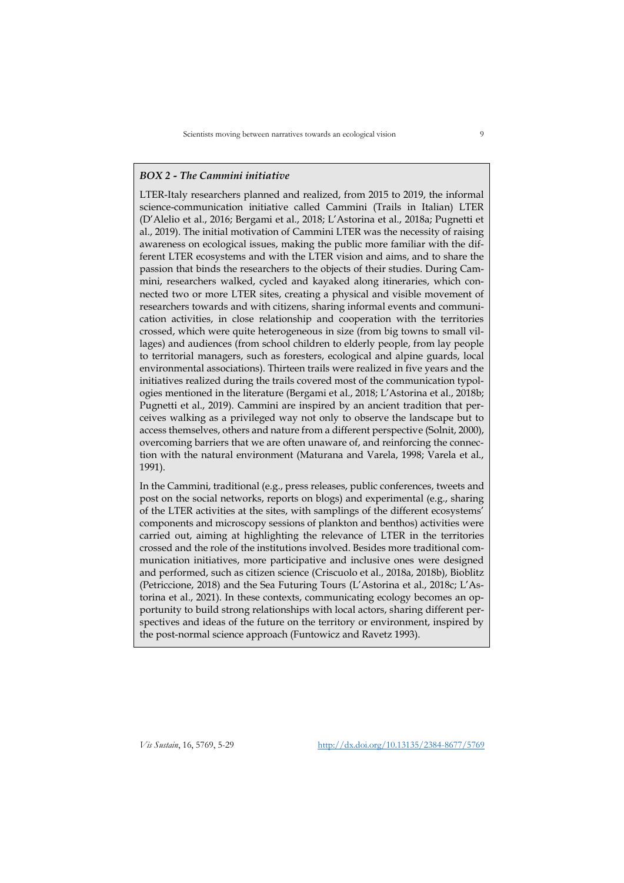### *BOX 2 - The Cammini initiative*

LTER-Italy researchers planned and realized, from 2015 to 2019, the informal science-communication initiative called Cammini (Trails in Italian) LTER (D'Alelio et al., 2016; Bergami et al., 2018; L'Astorina et al., 2018a; Pugnetti et al., 2019). The initial motivation of Cammini LTER was the necessity of raising awareness on ecological issues, making the public more familiar with the different LTER ecosystems and with the LTER vision and aims, and to share the passion that binds the researchers to the objects of their studies. During Cammini, researchers walked, cycled and kayaked along itineraries, which connected two or more LTER sites, creating a physical and visible movement of researchers towards and with citizens, sharing informal events and communication activities, in close relationship and cooperation with the territories crossed, which were quite heterogeneous in size (from big towns to small villages) and audiences (from school children to elderly people, from lay people to territorial managers, such as foresters, ecological and alpine guards, local environmental associations). Thirteen trails were realized in five years and the initiatives realized during the trails covered most of the communication typologies mentioned in the literature (Bergami et al., 2018; L'Astorina et al., 2018b; Pugnetti et al., 2019). Cammini are inspired by an ancient tradition that perceives walking as a privileged way not only to observe the landscape but to access themselves, others and nature from a different perspective (Solnit, 2000), overcoming barriers that we are often unaware of, and reinforcing the connection with the natural environment (Maturana and Varela, 1998; Varela et al., 1991).

In the Cammini, traditional (e.g., press releases, public conferences, tweets and post on the social networks, reports on blogs) and experimental (e.g., sharing of the LTER activities at the sites, with samplings of the different ecosystems' components and microscopy sessions of plankton and benthos) activities were carried out, aiming at highlighting the relevance of LTER in the territories crossed and the role of the institutions involved. Besides more traditional communication initiatives, more participative and inclusive ones were designed and performed, such as citizen science (Criscuolo et al., 2018a, 2018b), Bioblitz (Petriccione, 2018) and the Sea Futuring Tours (L'Astorina et al., 2018c; L'Astorina et al., 2021). In these contexts, communicating ecology becomes an opportunity to build strong relationships with local actors, sharing different perspectives and ideas of the future on the territory or environment, inspired by the post-normal science approach (Funtowicz and Ravetz 1993).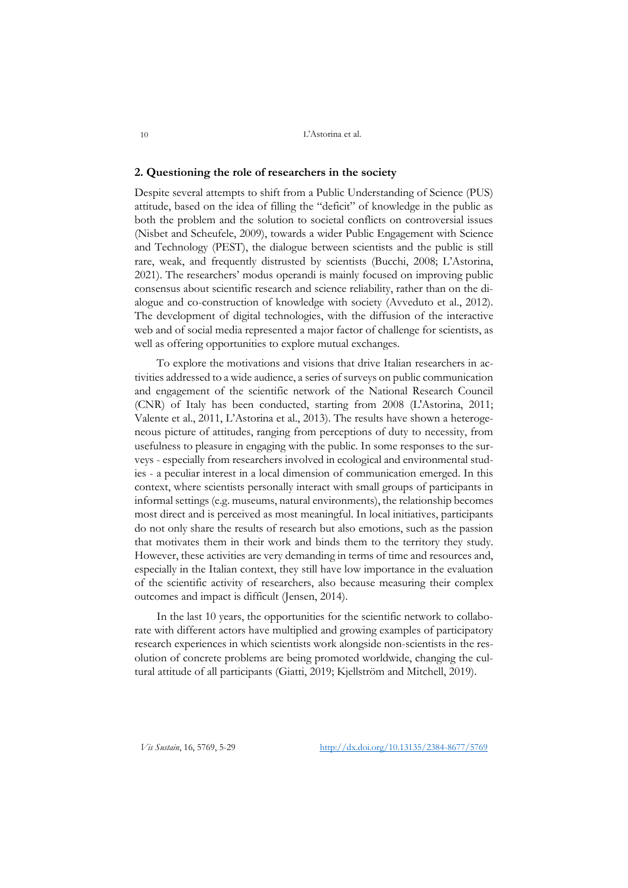## 2. Questioning the role of researchers in the society

Despite several attempts to shift from a Public Understanding of Science (PUS) attitude, based on the idea of filling the "deficit" of knowledge in the public as both the problem and the solution to societal conflicts on controversial issues (Nisbet and Scheufele, 2009), towards a wider Public Engagement with Science and Technology (PEST), the dialogue between scientists and the public is still rare, weak, and frequently distrusted by scientists (Bucchi, 2008; L'Astorina, 2021). The researchers' modus operandi is mainly focused on improving public consensus about scientific research and science reliability, rather than on the dialogue and co-construction of knowledge with society (Avveduto et al., 2012). The development of digital technologies, with the diffusion of the interactive web and of social media represented a major factor of challenge for scientists, as well as offering opportunities to explore mutual exchanges.

To explore the motivations and visions that drive Italian researchers in activities addressed to a wide audience, a series of surveys on public communication and engagement of the scientific network of the National Research Council (CNR) of Italy has been conducted, starting from 2008 (L'Astorina, 2011; Valente et al., 2011, L'Astorina et al., 2013). The results have shown a heterogeneous picture of attitudes, ranging from perceptions of duty to necessity, from usefulness to pleasure in engaging with the public. In some responses to the surveys - especially from researchers involved in ecological and environmental studies - a peculiar interest in a local dimension of communication emerged. In this context, where scientists personally interact with small groups of participants in informal settings (e.g. museums, natural environments), the relationship becomes most direct and is perceived as most meaningful. In local initiatives, participants do not only share the results of research but also emotions, such as the passion that motivates them in their work and binds them to the territory they study. However, these activities are very demanding in terms of time and resources and, especially in the Italian context, they still have low importance in the evaluation of the scientific activity of researchers, also because measuring their complex outcomes and impact is difficult (Jensen, 2014).

In the last 10 years, the opportunities for the scientific network to collaborate with different actors have multiplied and growing examples of participatory research experiences in which scientists work alongside non-scientists in the resolution of concrete problems are being promoted worldwide, changing the cultural attitude of all participants (Giatti, 2019; Kjellström and Mitchell, 2019).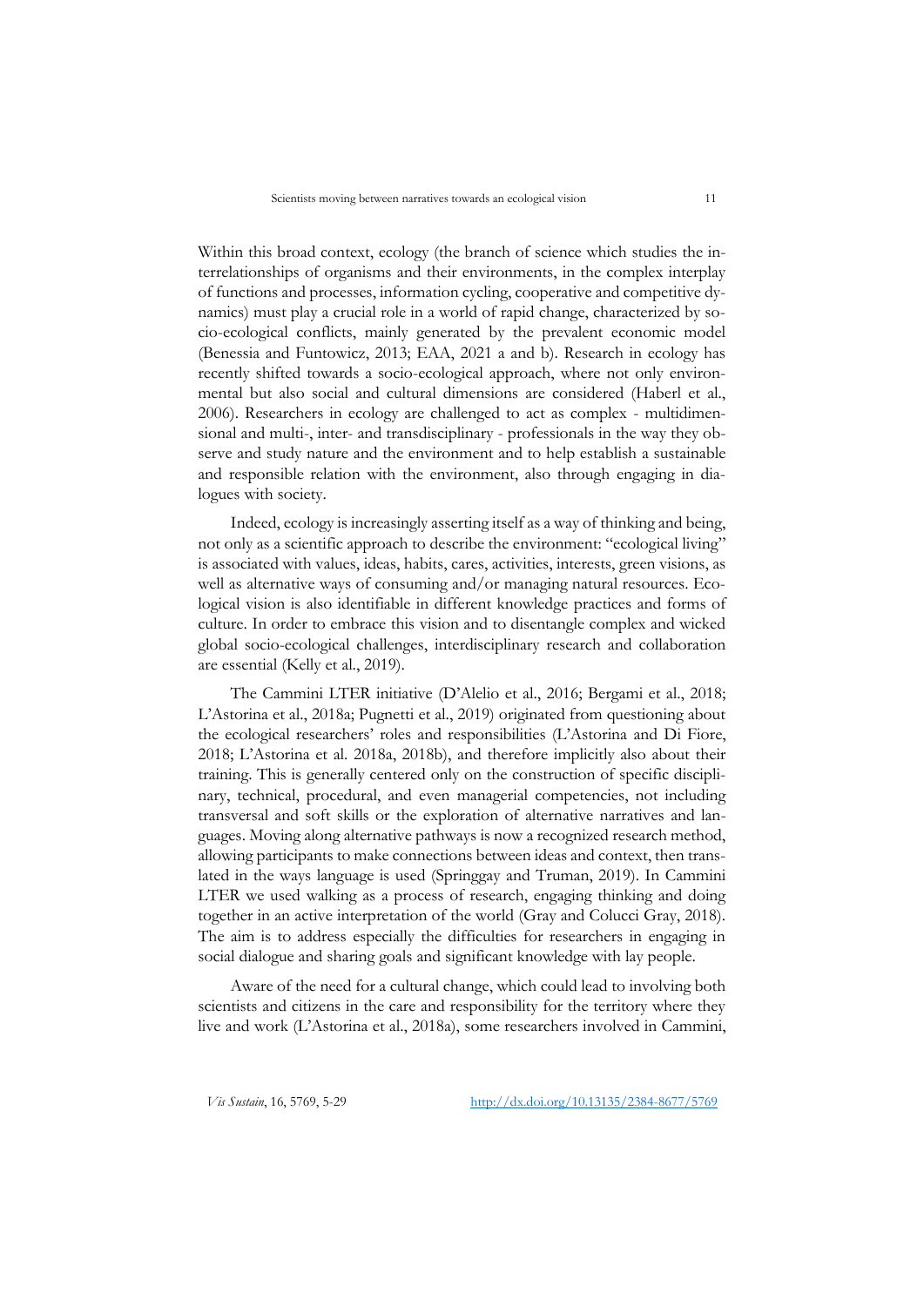Within this broad context, ecology (the branch of science which studies the interrelationships of organisms and their environments, in the complex interplay of functions and processes, information cycling, cooperative and competitive dynamics) must play a crucial role in a world of rapid change, characterized by socio-ecological conflicts, mainly generated by the prevalent economic model (Benessia and Funtowicz, 2013; EAA, 2021 a and b). Research in ecology has recently shifted towards a socio-ecological approach, where not only environmental but also social and cultural dimensions are considered (Haberl et al., 2006). Researchers in ecology are challenged to act as complex - multidimensional and multi-, inter- and transdisciplinary - professionals in the way they observe and study nature and the environment and to help establish a sustainable and responsible relation with the environment, also through engaging in dialogues with society.

Indeed, ecology is increasingly asserting itself as a way of thinking and being, not only as a scientific approach to describe the environment: "ecological living" is associated with values, ideas, habits, cares, activities, interests, green visions, as well as alternative ways of consuming and/or managing natural resources. Ecological vision is also identifiable in different knowledge practices and forms of culture. In order to embrace this vision and to disentangle complex and wicked global socio-ecological challenges, interdisciplinary research and collaboration are essential (Kelly et al., 2019).

The Cammini LTER initiative (D'Alelio et al., 2016; Bergami et al., 2018; L'Astorina et al., 2018a; Pugnetti et al., 2019) originated from questioning about the ecological researchers' roles and responsibilities (L'Astorina and Di Fiore, 2018; L'Astorina et al. 2018a, 2018b), and therefore implicitly also about their training. This is generally centered only on the construction of specific disciplinary, technical, procedural, and even managerial competencies, not including transversal and soft skills or the exploration of alternative narratives and languages. Moving along alternative pathways is now a recognized research method, allowing participants to make connections between ideas and context, then translated in the ways language is used (Springgay and Truman, 2019). In Cammini LTER we used walking as a process of research, engaging thinking and doing together in an active interpretation of the world (Gray and Colucci Gray, 2018). The aim is to address especially the difficulties for researchers in engaging in social dialogue and sharing goals and significant knowledge with lay people.

Aware of the need for a cultural change, which could lead to involving both scientists and citizens in the care and responsibility for the territory where they live and work (L'Astorina et al., 2018a), some researchers involved in Cammini,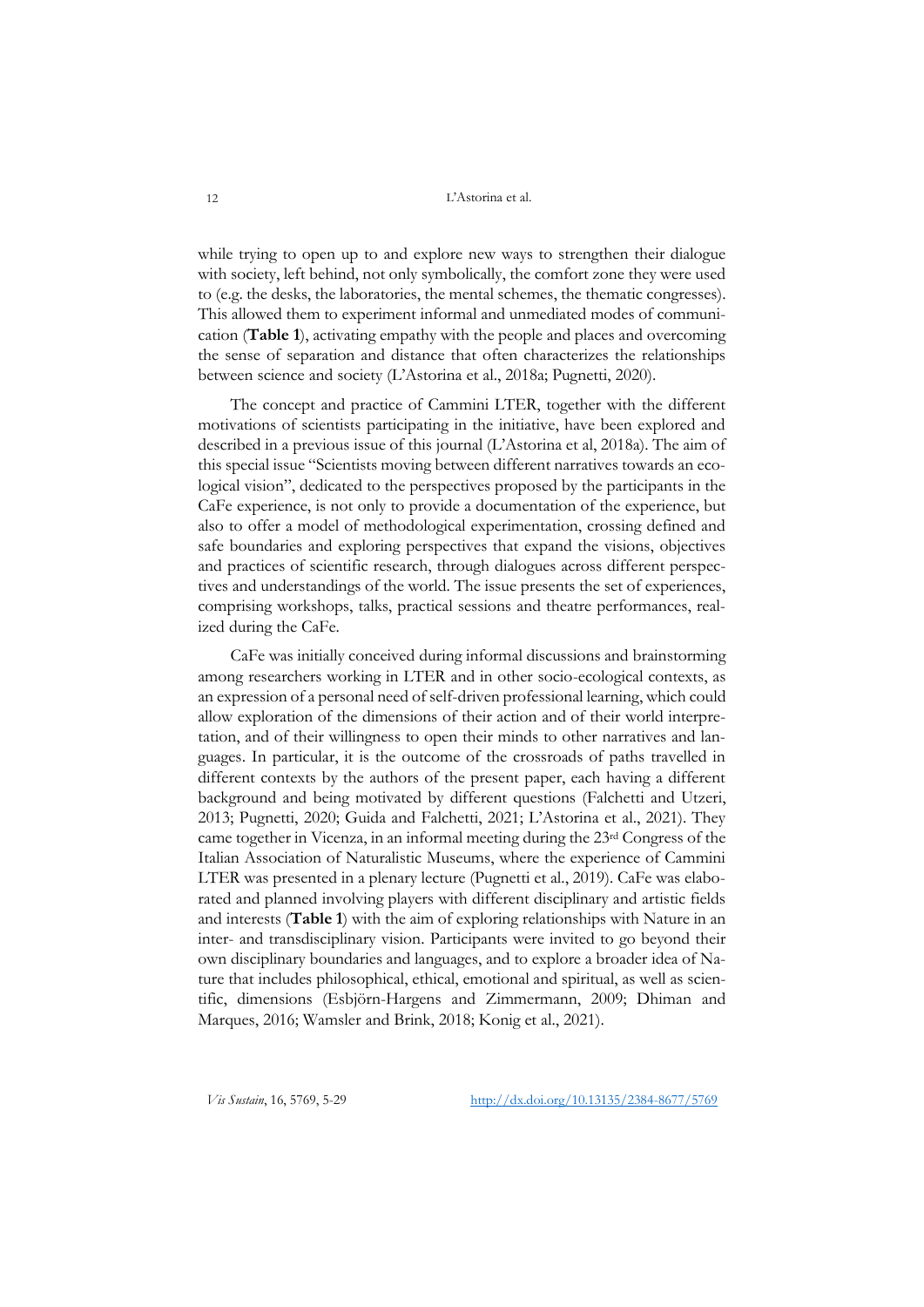while trying to open up to and explore new ways to strengthen their dialogue with society, left behind, not only symbolically, the comfort zone they were used to (e.g. the desks, the laboratories, the mental schemes, the thematic congresses). This allowed them to experiment informal and unmediated modes of communication (**Table 1**), activating empathy with the people and places and overcoming the sense of separation and distance that often characterizes the relationships between science and society (L'Astorina et al., 2018a; Pugnetti, 2020).

The concept and practice of Cammini LTER, together with the different motivations of scientists participating in the initiative, have been explored and described in a previous issue of this journal (L'Astorina et al, 2018a). The aim of this special issue "Scientists moving between different narratives towards an ecological vision", dedicated to the perspectives proposed by the participants in the CaFe experience, is not only to provide a documentation of the experience, but also to offer a model of methodological experimentation, crossing defined and safe boundaries and exploring perspectives that expand the visions, objectives and practices of scientific research, through dialogues across different perspectives and understandings of the world. The issue presents the set of experiences, comprising workshops, talks, practical sessions and theatre performances, realized during the CaFe.

CaFe was initially conceived during informal discussions and brainstorming among researchers working in LTER and in other socio-ecological contexts, as an expression of a personal need of self-driven professional learning, which could allow exploration of the dimensions of their action and of their world interpretation, and of their willingness to open their minds to other narratives and languages. In particular, it is the outcome of the crossroads of paths travelled in different contexts by the authors of the present paper, each having a different background and being motivated by different questions (Falchetti and Utzeri, 2013; Pugnetti, 2020; Guida and Falchetti, 2021; L'Astorina et al., 2021). They came together in Vicenza, in an informal meeting during the 23rd Congress of the Italian Association of Naturalistic Museums, where the experience of Cammini LTER was presented in a plenary lecture (Pugnetti et al., 2019). CaFe was elaborated and planned involving players with different disciplinary and artistic fields and interests (**Table 1**) with the aim of exploring relationships with Nature in an inter- and transdisciplinary vision. Participants were invited to go beyond their own disciplinary boundaries and languages, and to explore a broader idea of Nature that includes philosophical, ethical, emotional and spiritual, as well as scientific, dimensions (Esbjörn-Hargens and Zimmermann, 2009; Dhiman and Marques, 2016; Wamsler and Brink, 2018; Konig et al., 2021).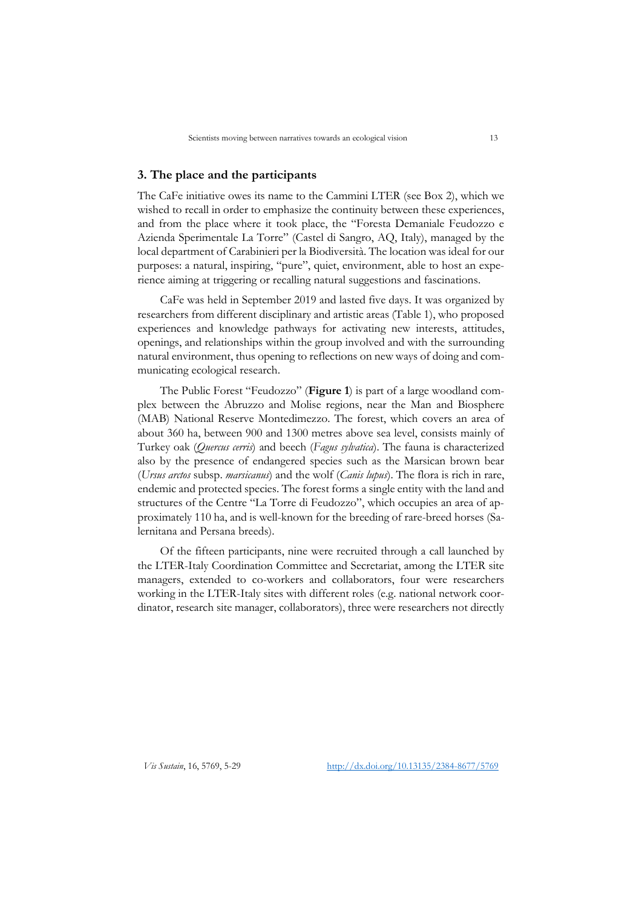## 3. The place and the participants

The CaFe initiative owes its name to the Cammini LTER (see Box 2), which we wished to recall in order to emphasize the continuity between these experiences, and from the place where it took place, the "Foresta Demaniale Feudozzo e Azienda Sperimentale La Torre" (Castel di Sangro, AQ, Italy), managed by the local department of Carabinieri per la Biodiversità. The location was ideal for our purposes: a natural, inspiring, "pure", quiet, environment, able to host an experience aiming at triggering or recalling natural suggestions and fascinations.

CaFe was held in September 2019 and lasted five days. It was organized by researchers from different disciplinary and artistic areas (Table 1), who proposed experiences and knowledge pathways for activating new interests, attitudes, openings, and relationships within the group involved and with the surrounding natural environment, thus opening to reflections on new ways of doing and communicating ecological research.

The Public Forest "Feudozzo" (**Figure 1**) is part of a large woodland complex between the Abruzzo and Molise regions, near the Man and Biosphere (MAB) National Reserve Montedimezzo. The forest, which covers an area of about 360 ha, between 900 and 1300 metres above sea level, consists mainly of Turkey oak (*Quercus cerris*) and beech (*Fagus sylvatica*). The fauna is characterized also by the presence of endangered species such as the Marsican brown bear (*Ursus arctos* subsp. *marsicanus*) and the wolf (*Canis lupus*). The flora is rich in rare, endemic and protected species. The forest forms a single entity with the land and structures of the Centre "La Torre di Feudozzo", which occupies an area of approximately 110 ha, and is well-known for the breeding of rare-breed horses (Salernitana and Persana breeds).

Of the fifteen participants, nine were recruited through a call launched by the LTER-Italy Coordination Committee and Secretariat, among the LTER site managers, extended to co-workers and collaborators, four were researchers working in the LTER-Italy sites with different roles (e.g. national network coordinator, research site manager, collaborators), three were researchers not directly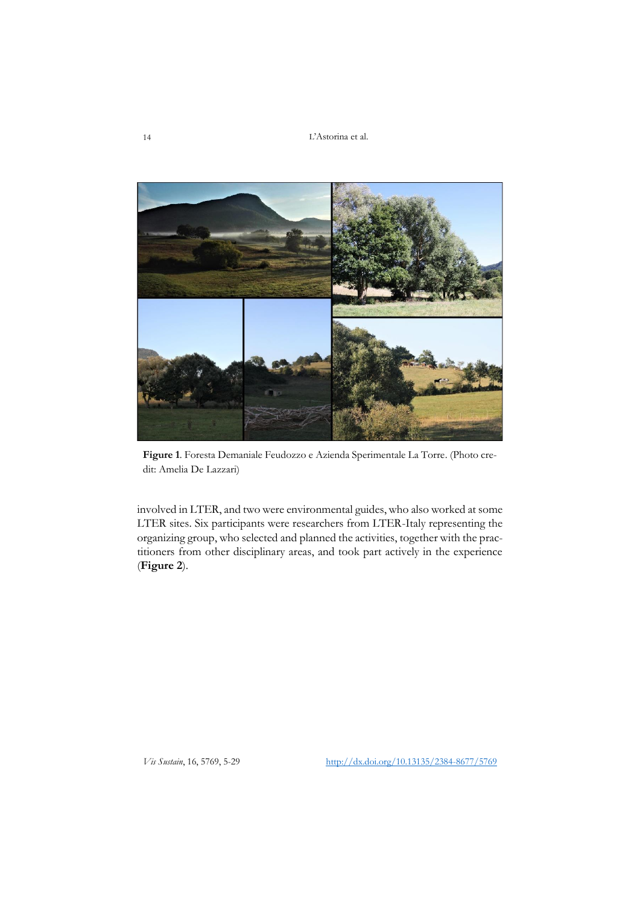**Figure 1**. Foresta Demaniale Feudozzo e Azienda Sperimentale La Torre. (Photo credit: Amelia De Lazzari)

involved in LTER, and two were environmental guides, who also worked at some LTER sites. Six participants were researchers from LTER-Italy representing the organizing group, who selected and planned the activities, together with the practitioners from other disciplinary areas, and took part actively in the experience (**Figure 2**).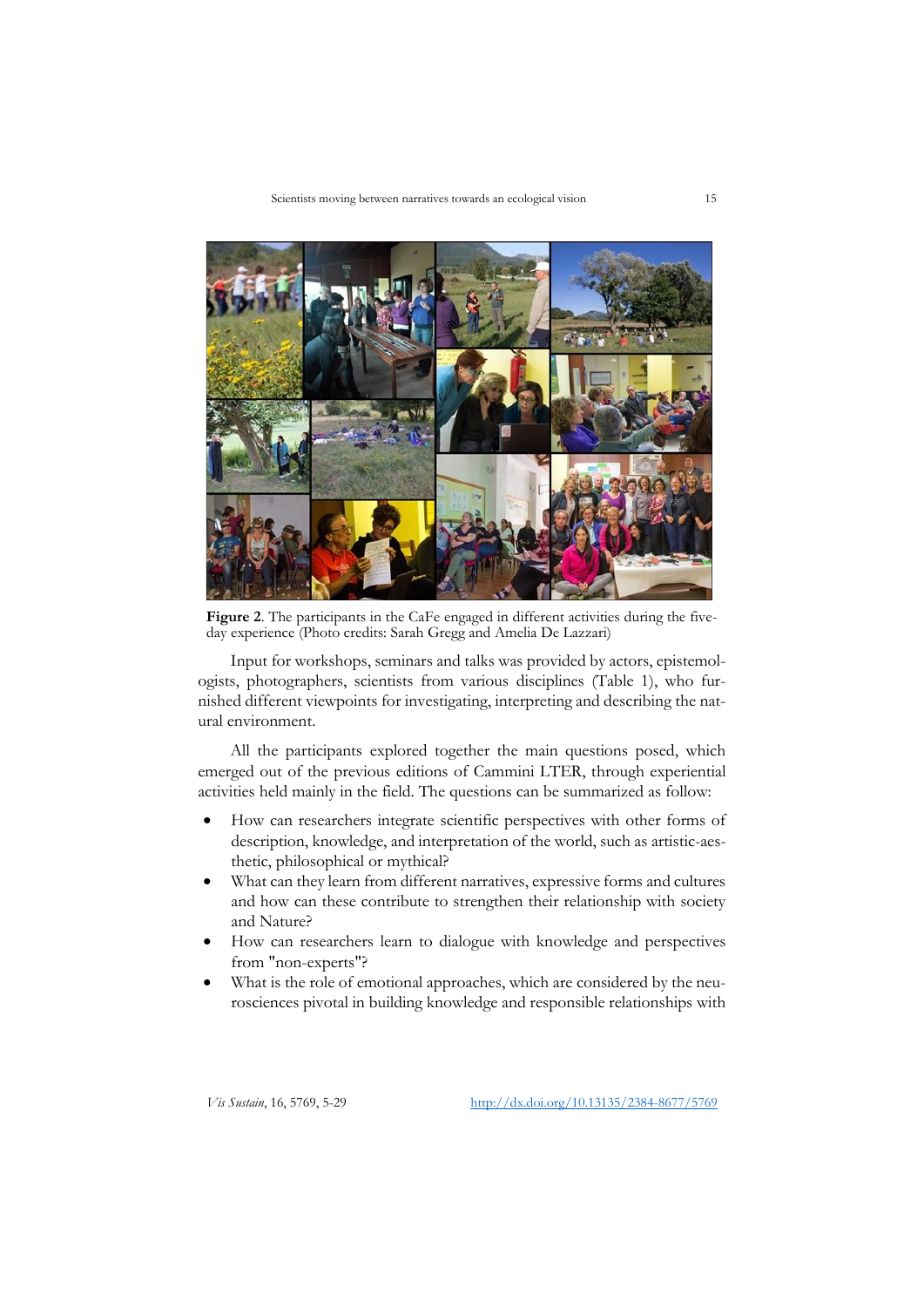**Figure 2**. The participants in the CaFe engaged in different activities during the five-day experience (Photo credits: Sarah Gregg and Amelia De Lazzari)

Input for workshops, seminars and talks was provided by actors, epistemologists, photographers, scientists from various disciplines (Table 1), who furnished different viewpoints for investigating, interpreting and describing the natural environment.

All the participants explored together the main questions posed, which emerged out of the previous editions of Cammini LTER, through experiential activities held mainly in the field. The questions can be summarized as follow:

- How can researchers integrate scientific perspectives with other forms of description, knowledge, and interpretation of the world, such as artistic-aesthetic, philosophical or mythical?
- What can they learn from different narratives, expressive forms and cultures and how can these contribute to strengthen their relationship with society and Nature?
- How can researchers learn to dialogue with knowledge and perspectives from "non-experts"?
- What is the role of emotional approaches, which are considered by the neurosciences pivotal in building knowledge and responsible relationships with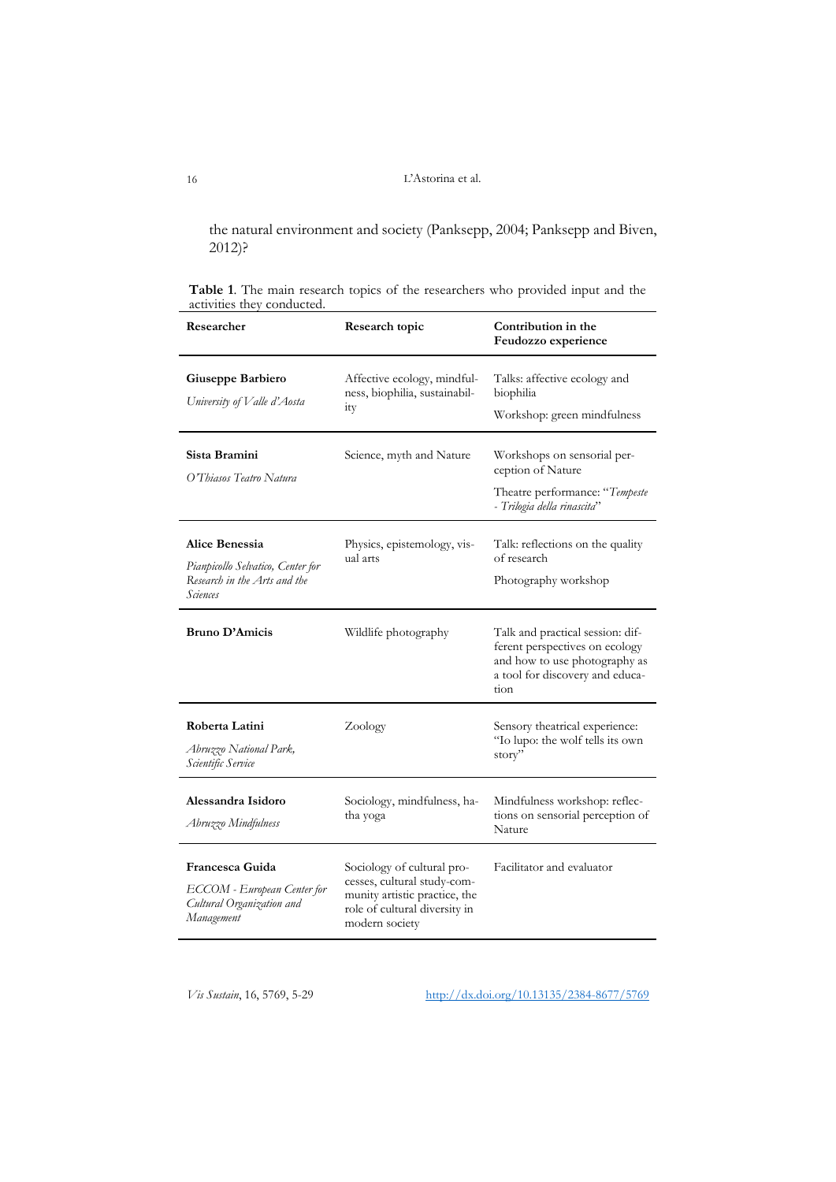the natural environment and society (Panksepp, 2004; Panksepp and Biven, 2012)?

**Table 1**. The main research topics of the researchers who provided input and the activities they conducted.

| Researcher | Research topic | Contribution in the Feudozzo experience |
|---|---|---|
| **Giuseppe Barbiero** *University of Valle d'Aosta* | Affective ecology, mindfulness, biophilia, sustainability | Talks: affective ecology and biophilia Workshop: green mindfulness |
| **Sista Bramini** *O'Thiasos Teatro Natura* | Science, myth and Nature | Workshops on sensorial perception of Nature Theatre performance: "*Tempeste - Trilogia della rinascita*" |
| **Alice Benessia** *Pianpicollo Selvatico, Center for Research in the Arts and the Sciences* | Physics, epistemology, visual arts | Talk: reflections on the quality of research Photography workshop |
| **Bruno D'Amicis** | Wildlife photography | Talk and practical session: different perspectives on ecology and how to use photography as a tool for discovery and education |
| **Roberta Latini** *Abruzzo National Park, Scientific Service* | Zoology | Sensory theatrical experience: "Io lupo: the wolf tells its own story" |
| **Alessandra Isidoro** *Abruzzo Mindfulness* | Sociology, mindfulness, hatha yoga | Mindfulness workshop: reflections on sensorial perception of Nature |
| **Francesca Guida** *ECCOM - European Center for Cultural Organization and Management* | Sociology of cultural processes, cultural study-community artistic practice, the role of cultural diversity in modern society | Facilitator and evaluator |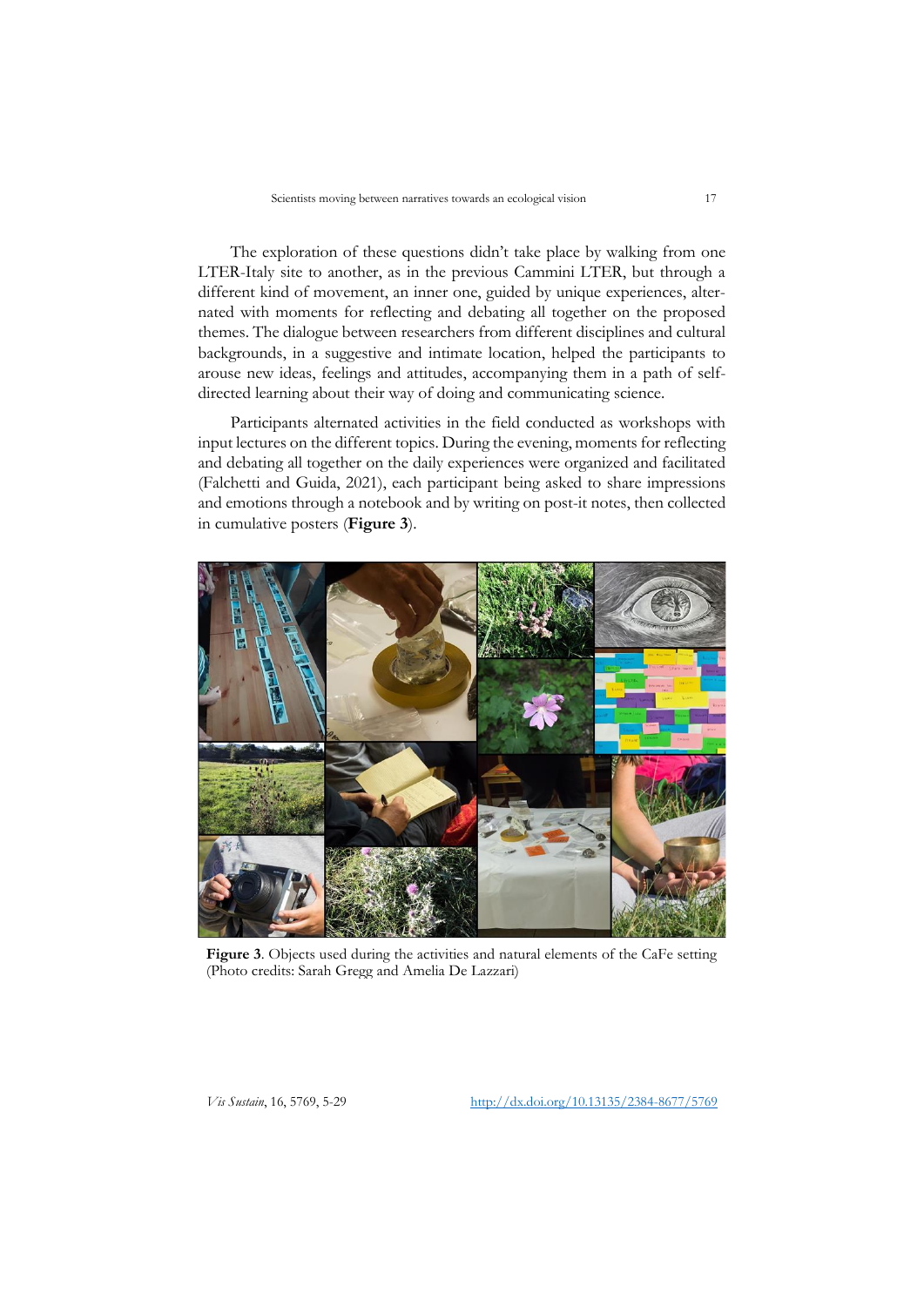The exploration of these questions didn't take place by walking from one LTER-Italy site to another, as in the previous Cammini LTER, but through a different kind of movement, an inner one, guided by unique experiences, alternated with moments for reflecting and debating all together on the proposed themes. The dialogue between researchers from different disciplines and cultural backgrounds, in a suggestive and intimate location, helped the participants to arouse new ideas, feelings and attitudes, accompanying them in a path of self-directed learning about their way of doing and communicating science.

Participants alternated activities in the field conducted as workshops with input lectures on the different topics. During the evening, moments for reflecting and debating all together on the daily experiences were organized and facilitated (Falchetti and Guida, 2021), each participant being asked to share impressions and emotions through a notebook and by writing on post-it notes, then collected in cumulative posters (**Figure 3**).

**Figure 3**. Objects used during the activities and natural elements of the CaFe setting (Photo credits: Sarah Gregg and Amelia De Lazzari)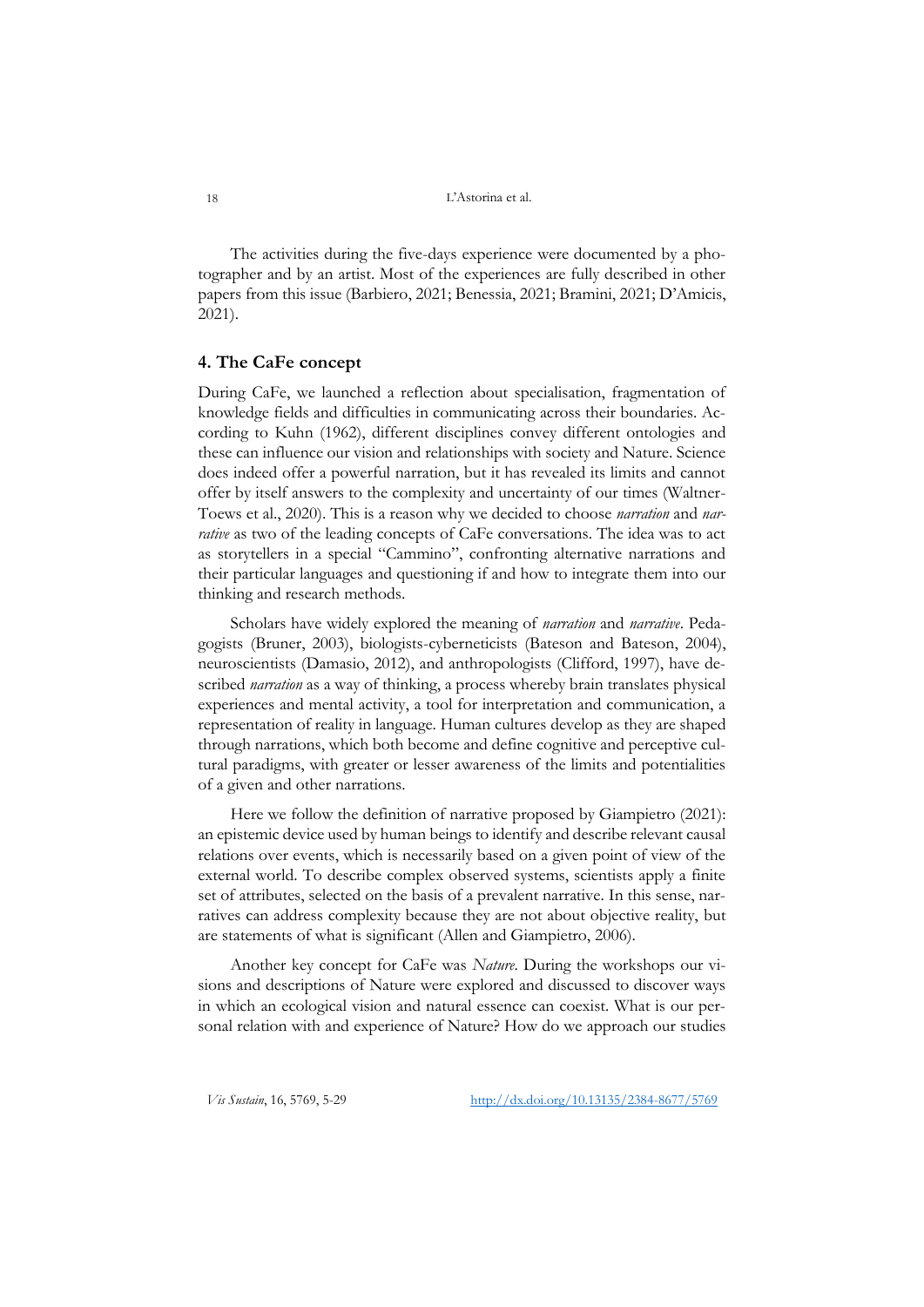The activities during the five-days experience were documented by a photographer and by an artist. Most of the experiences are fully described in other papers from this issue (Barbiero, 2021; Benessia, 2021; Bramini, 2021; D'Amicis, 2021).

## 4. The CaFe concept

During CaFe, we launched a reflection about specialisation, fragmentation of knowledge fields and difficulties in communicating across their boundaries. According to Kuhn (1962), different disciplines convey different ontologies and these can influence our vision and relationships with society and Nature. Science does indeed offer a powerful narration, but it has revealed its limits and cannot offer by itself answers to the complexity and uncertainty of our times (Waltner-Toews et al., 2020). This is a reason why we decided to choose *narration* and *narrative* as two of the leading concepts of CaFe conversations. The idea was to act as storytellers in a special "Cammino", confronting alternative narrations and their particular languages and questioning if and how to integrate them into our thinking and research methods.

Scholars have widely explored the meaning of *narration* and *narrative*. Pedagogists (Bruner, 2003), biologists-cyberneticists (Bateson and Bateson, 2004), neuroscientists (Damasio, 2012), and anthropologists (Clifford, 1997), have described *narration* as a way of thinking, a process whereby brain translates physical experiences and mental activity, a tool for interpretation and communication, a representation of reality in language. Human cultures develop as they are shaped through narrations, which both become and define cognitive and perceptive cultural paradigms, with greater or lesser awareness of the limits and potentialities of a given and other narrations.

Here we follow the definition of narrative proposed by Giampietro (2021): an epistemic device used by human beings to identify and describe relevant causal relations over events, which is necessarily based on a given point of view of the external world. To describe complex observed systems, scientists apply a finite set of attributes, selected on the basis of a prevalent narrative. In this sense, narratives can address complexity because they are not about objective reality, but are statements of what is significant (Allen and Giampietro, 2006).

Another key concept for CaFe was *Nature*. During the workshops our visions and descriptions of Nature were explored and discussed to discover ways in which an ecological vision and natural essence can coexist. What is our personal relation with and experience of Nature? How do we approach our studies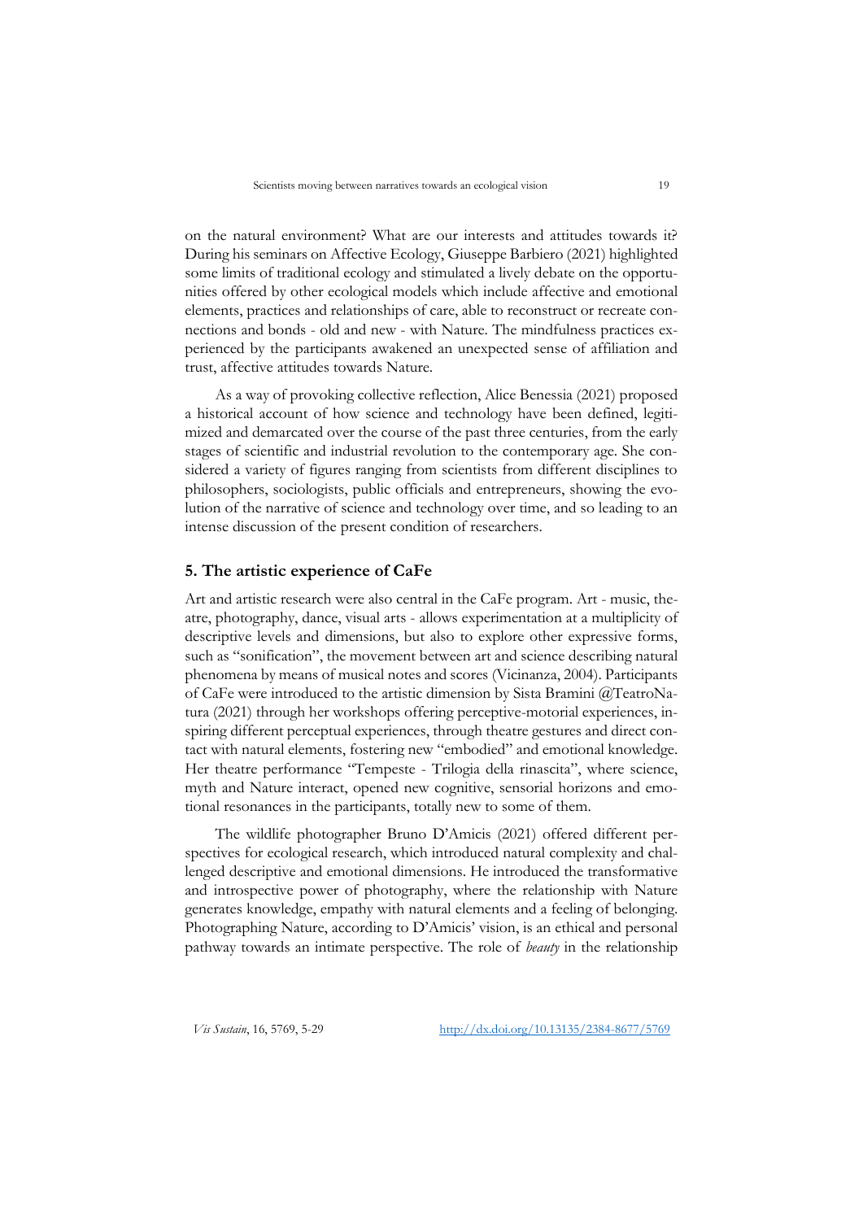on the natural environment? What are our interests and attitudes towards it? During his seminars on Affective Ecology, Giuseppe Barbiero (2021) highlighted some limits of traditional ecology and stimulated a lively debate on the opportunities offered by other ecological models which include affective and emotional elements, practices and relationships of care, able to reconstruct or recreate connections and bonds - old and new - with Nature. The mindfulness practices experienced by the participants awakened an unexpected sense of affiliation and trust, affective attitudes towards Nature.

As a way of provoking collective reflection, Alice Benessia (2021) proposed a historical account of how science and technology have been defined, legitimized and demarcated over the course of the past three centuries, from the early stages of scientific and industrial revolution to the contemporary age. She considered a variety of figures ranging from scientists from different disciplines to philosophers, sociologists, public officials and entrepreneurs, showing the evolution of the narrative of science and technology over time, and so leading to an intense discussion of the present condition of researchers.

## 5. The artistic experience of CaFe

Art and artistic research were also central in the CaFe program. Art - music, theatre, photography, dance, visual arts - allows experimentation at a multiplicity of descriptive levels and dimensions, but also to explore other expressive forms, such as "sonification", the movement between art and science describing natural phenomena by means of musical notes and scores (Vicinanza, 2004). Participants of CaFe were introduced to the artistic dimension by Sista Bramini @TeatroNatura (2021) through her workshops offering perceptive-motorial experiences, inspiring different perceptual experiences, through theatre gestures and direct contact with natural elements, fostering new "embodied" and emotional knowledge. Her theatre performance "Tempeste - Trilogia della rinascita", where science, myth and Nature interact, opened new cognitive, sensorial horizons and emotional resonances in the participants, totally new to some of them.

The wildlife photographer Bruno D'Amicis (2021) offered different perspectives for ecological research, which introduced natural complexity and challenged descriptive and emotional dimensions. He introduced the transformative and introspective power of photography, where the relationship with Nature generates knowledge, empathy with natural elements and a feeling of belonging. Photographing Nature, according to D'Amicis' vision, is an ethical and personal pathway towards an intimate perspective. The role of *beauty* in the relationship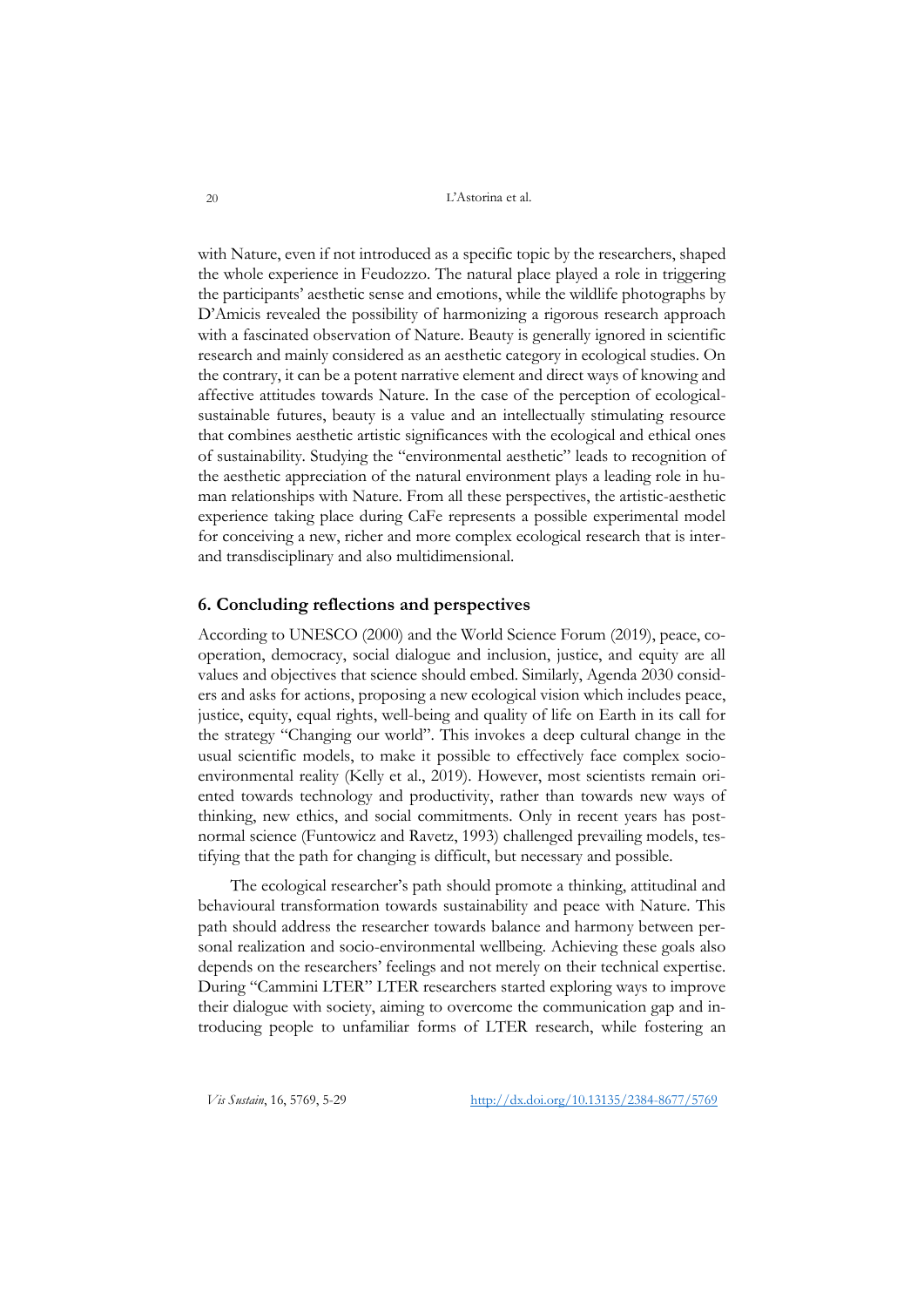with Nature, even if not introduced as a specific topic by the researchers, shaped the whole experience in Feudozzo. The natural place played a role in triggering the participants' aesthetic sense and emotions, while the wildlife photographs by D'Amicis revealed the possibility of harmonizing a rigorous research approach with a fascinated observation of Nature. Beauty is generally ignored in scientific research and mainly considered as an aesthetic category in ecological studies. On the contrary, it can be a potent narrative element and direct ways of knowing and affective attitudes towards Nature. In the case of the perception of ecological-sustainable futures, beauty is a value and an intellectually stimulating resource that combines aesthetic artistic significances with the ecological and ethical ones of sustainability. Studying the "environmental aesthetic" leads to recognition of the aesthetic appreciation of the natural environment plays a leading role in human relationships with Nature. From all these perspectives, the artistic-aesthetic experience taking place during CaFe represents a possible experimental model for conceiving a new, richer and more complex ecological research that is inter- and transdisciplinary and also multidimensional.

## 6. Concluding reflections and perspectives

According to UNESCO (2000) and the World Science Forum (2019), peace, co-operation, democracy, social dialogue and inclusion, justice, and equity are all values and objectives that science should embed. Similarly, Agenda 2030 considers and asks for actions, proposing a new ecological vision which includes peace, justice, equity, equal rights, well-being and quality of life on Earth in its call for the strategy "Changing our world". This invokes a deep cultural change in the usual scientific models, to make it possible to effectively face complex socio-environmental reality (Kelly et al., 2019). However, most scientists remain oriented towards technology and productivity, rather than towards new ways of thinking, new ethics, and social commitments. Only in recent years has post-normal science (Funtowicz and Ravetz, 1993) challenged prevailing models, testifying that the path for changing is difficult, but necessary and possible.

The ecological researcher's path should promote a thinking, attitudinal and behavioural transformation towards sustainability and peace with Nature. This path should address the researcher towards balance and harmony between personal realization and socio-environmental wellbeing. Achieving these goals also depends on the researchers' feelings and not merely on their technical expertise. During "Cammini LTER" LTER researchers started exploring ways to improve their dialogue with society, aiming to overcome the communication gap and introducing people to unfamiliar forms of LTER research, while fostering an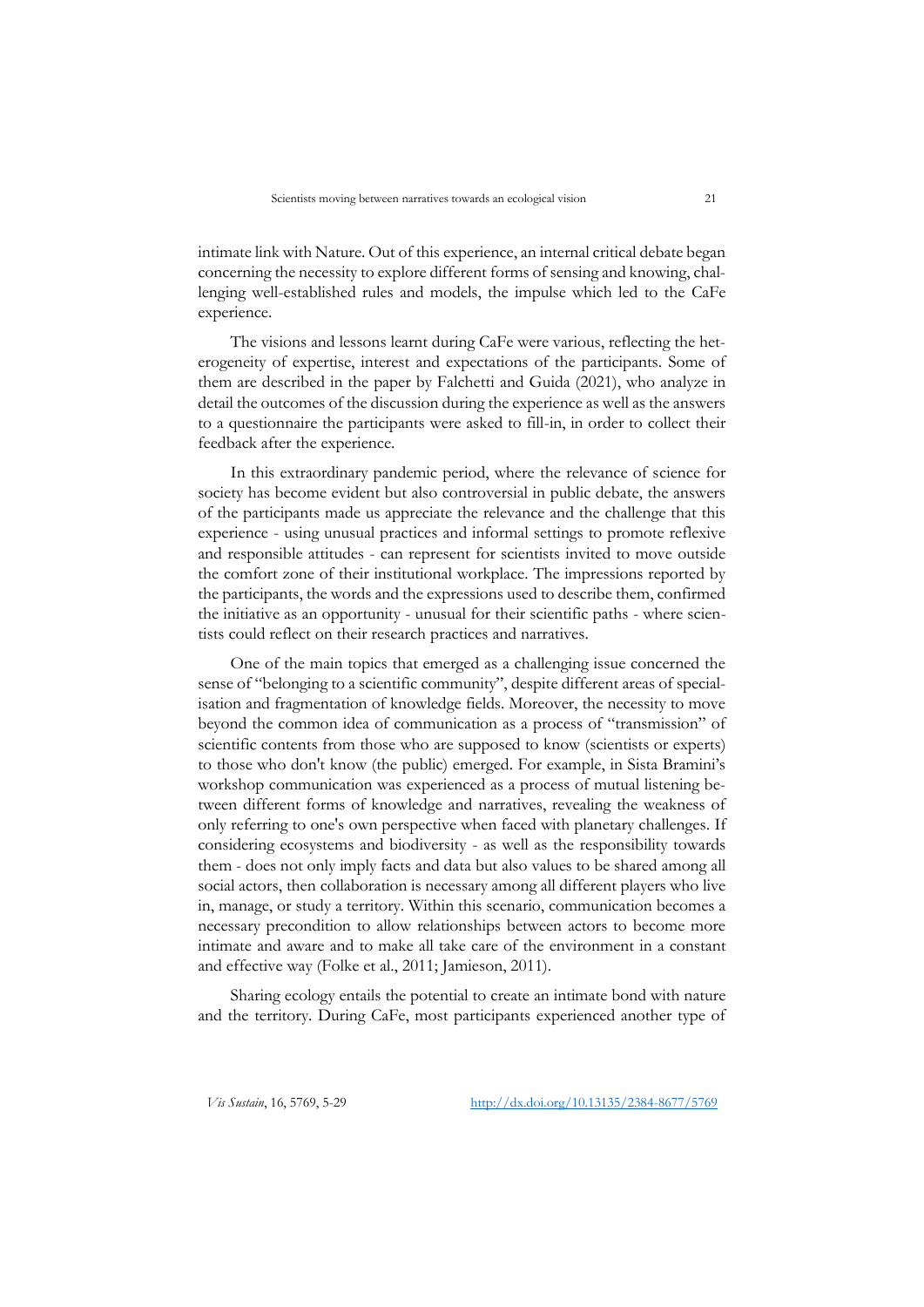intimate link with Nature. Out of this experience, an internal critical debate began concerning the necessity to explore different forms of sensing and knowing, challenging well-established rules and models, the impulse which led to the CaFe experience.

The visions and lessons learnt during CaFe were various, reflecting the heterogeneity of expertise, interest and expectations of the participants. Some of them are described in the paper by Falchetti and Guida (2021), who analyze in detail the outcomes of the discussion during the experience as well as the answers to a questionnaire the participants were asked to fill-in, in order to collect their feedback after the experience.

In this extraordinary pandemic period, where the relevance of science for society has become evident but also controversial in public debate, the answers of the participants made us appreciate the relevance and the challenge that this experience - using unusual practices and informal settings to promote reflexive and responsible attitudes - can represent for scientists invited to move outside the comfort zone of their institutional workplace. The impressions reported by the participants, the words and the expressions used to describe them, confirmed the initiative as an opportunity - unusual for their scientific paths - where scientists could reflect on their research practices and narratives.

One of the main topics that emerged as a challenging issue concerned the sense of "belonging to a scientific community", despite different areas of specialisation and fragmentation of knowledge fields. Moreover, the necessity to move beyond the common idea of communication as a process of "transmission" of scientific contents from those who are supposed to know (scientists or experts) to those who don't know (the public) emerged. For example, in Sista Bramini's workshop communication was experienced as a process of mutual listening between different forms of knowledge and narratives, revealing the weakness of only referring to one's own perspective when faced with planetary challenges. If considering ecosystems and biodiversity - as well as the responsibility towards them - does not only imply facts and data but also values to be shared among all social actors, then collaboration is necessary among all different players who live in, manage, or study a territory. Within this scenario, communication becomes a necessary precondition to allow relationships between actors to become more intimate and aware and to make all take care of the environment in a constant and effective way (Folke et al., 2011; Jamieson, 2011).

Sharing ecology entails the potential to create an intimate bond with nature and the territory. During CaFe, most participants experienced another type of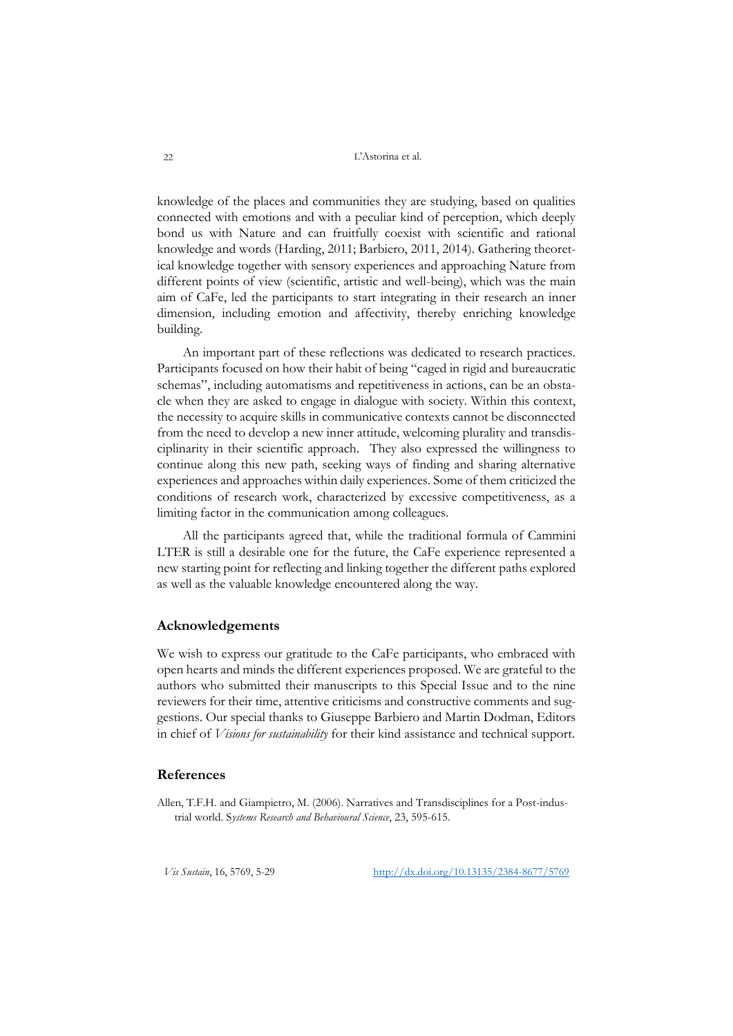knowledge of the places and communities they are studying, based on qualities connected with emotions and with a peculiar kind of perception, which deeply bond us with Nature and can fruitfully coexist with scientific and rational knowledge and words (Harding, 2011; Barbiero, 2011, 2014). Gathering theoretical knowledge together with sensory experiences and approaching Nature from different points of view (scientific, artistic and well-being), which was the main aim of CaFe, led the participants to start integrating in their research an inner dimension, including emotion and affectivity, thereby enriching knowledge building.

An important part of these reflections was dedicated to research practices. Participants focused on how their habit of being "caged in rigid and bureaucratic schemas", including automatisms and repetitiveness in actions, can be an obstacle when they are asked to engage in dialogue with society. Within this context, the necessity to acquire skills in communicative contexts cannot be disconnected from the need to develop a new inner attitude, welcoming plurality and transdisciplinarity in their scientific approach. They also expressed the willingness to continue along this new path, seeking ways of finding and sharing alternative experiences and approaches within daily experiences. Some of them criticized the conditions of research work, characterized by excessive competitiveness, as a limiting factor in the communication among colleagues.

All the participants agreed that, while the traditional formula of Cammini LTER is still a desirable one for the future, the CaFe experience represented a new starting point for reflecting and linking together the different paths explored as well as the valuable knowledge encountered along the way.

## Acknowledgements

We wish to express our gratitude to the CaFe participants, who embraced with open hearts and minds the different experiences proposed. We are grateful to the authors who submitted their manuscripts to this Special Issue and to the nine reviewers for their time, attentive criticisms and constructive comments and suggestions. Our special thanks to Giuseppe Barbiero and Martin Dodman, Editors in chief of *Visions for sustainability* for their kind assistance and technical support.

## References

Allen, T.F.H. and Giampietro, M. (2006). Narratives and Transdisciplines for a Post-industrial world. *Systems Research and Behavioural Science*, 23, 595-615.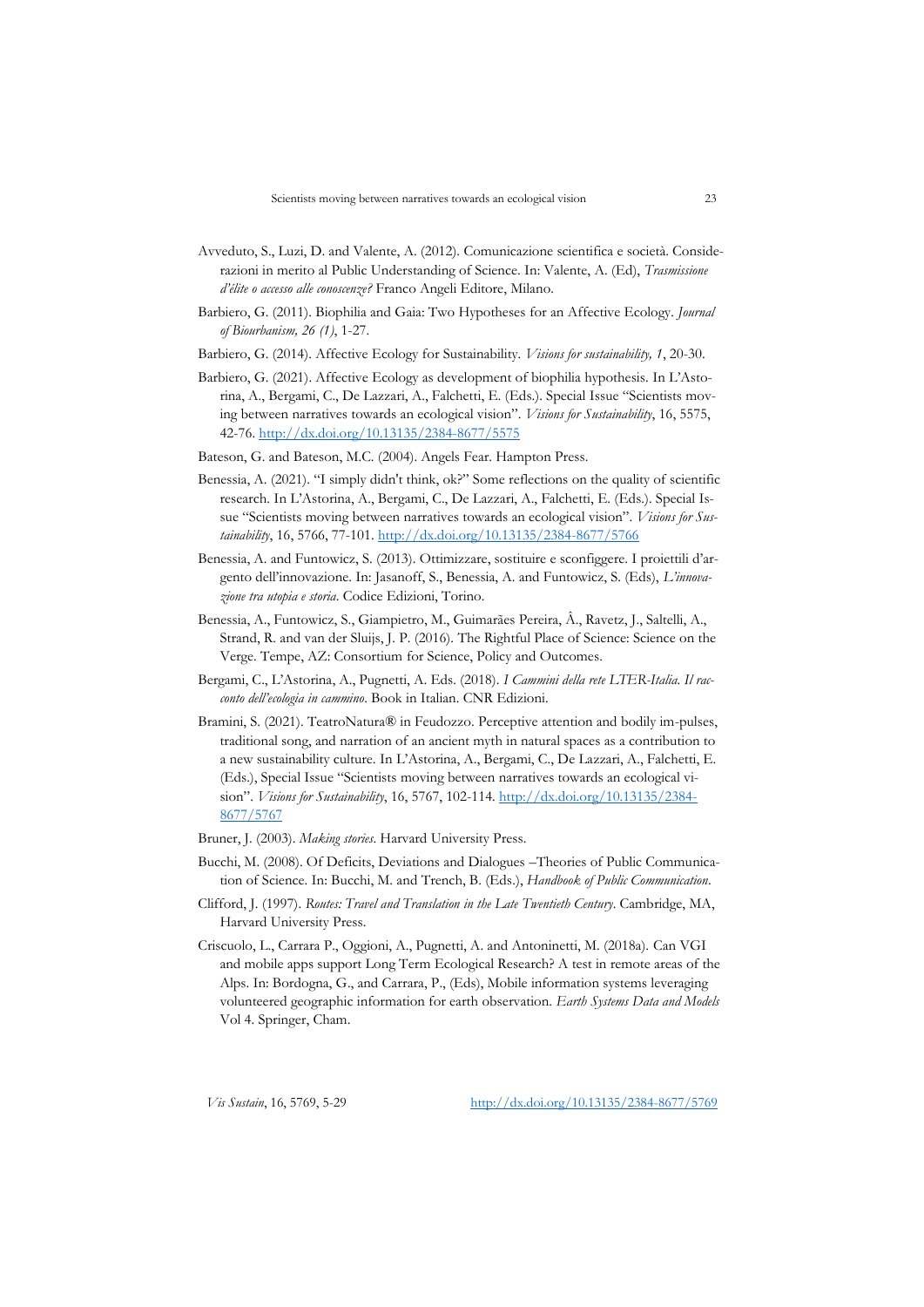Avveduto, S., Luzi, D. and Valente, A. (2012). Comunicazione scientifica e società. Considerazioni in merito al Public Understanding of Science. In: Valente, A. (Ed), *Trasmissione d'élite o accesso alle conoscenze?* Franco Angeli Editore, Milano.

Barbiero, G. (2011). Biophilia and Gaia: Two Hypotheses for an Affective Ecology. *Journal of Biourbanism, 26 (1)*, 1-27.

Barbiero, G. (2014). Affective Ecology for Sustainability. *Visions for sustainability, 1*, 20-30.

Barbiero, G. (2021). Affective Ecology as development of biophilia hypothesis. In L'Astorina, A., Bergami, C., De Lazzari, A., Falchetti, E. (Eds.). Special Issue "Scientists moving between narratives towards an ecological vision". *Visions for Sustainability*, 16, 5575, 42-76. http://dx.doi.org/10.13135/2384-8677/5575

Bateson, G. and Bateson, M.C. (2004). Angels Fear. Hampton Press.

Benessia, A. (2021). "I simply didn't think, ok?" Some reflections on the quality of scientific research. In L'Astorina, A., Bergami, C., De Lazzari, A., Falchetti, E. (Eds.). Special Issue "Scientists moving between narratives towards an ecological vision". *Visions for Sustainability*, 16, 5766, 77-101. http://dx.doi.org/10.13135/2384-8677/5766

Benessia, A. and Funtowicz, S. (2013). Ottimizzare, sostituire e sconfiggere. I proiettili d'argento dell'innovazione. In: Jasanoff, S., Benessia, A. and Funtowicz, S. (Eds), *L'innovazione tra utopia e storia*. Codice Edizioni, Torino.

Benessia, A., Funtowicz, S., Giampietro, M., Guimarães Pereira, Â., Ravetz, J., Saltelli, A., Strand, R. and van der Sluijs, J. P. (2016). The Rightful Place of Science: Science on the Verge. Tempe, AZ: Consortium for Science, Policy and Outcomes.

Bergami, C., L'Astorina, A., Pugnetti, A. Eds. (2018). *I Cammini della rete LTER-Italia. Il racconto dell'ecologia in cammino*. Book in Italian. CNR Edizioni.

Bramini, S. (2021). TeatroNatura® in Feudozzo. Perceptive attention and bodily im-pulses, traditional song, and narration of an ancient myth in natural spaces as a contribution to a new sustainability culture. In L'Astorina, A., Bergami, C., De Lazzari, A., Falchetti, E. (Eds.), Special Issue "Scientists moving between narratives towards an ecological vision". *Visions for Sustainability*, 16, 5767, 102-114. http://dx.doi.org/10.13135/2384-8677/5767

Bruner, J. (2003). *Making stories*. Harvard University Press.

Bucchi, M. (2008). Of Deficits, Deviations and Dialogues –Theories of Public Communication of Science. In: Bucchi, M. and Trench, B. (Eds.), *Handbook of Public Communication*.

Clifford, J. (1997). *Routes: Travel and Translation in the Late Twentieth Century*. Cambridge, MA, Harvard University Press.

Criscuolo, L., Carrara P., Oggioni, A., Pugnetti, A. and Antoninetti, M. (2018a). Can VGI and mobile apps support Long Term Ecological Research? A test in remote areas of the Alps. In: Bordogna, G., and Carrara, P., (Eds), Mobile information systems leveraging volunteered geographic information for earth observation. *Earth Systems Data and Models* Vol 4. Springer, Cham.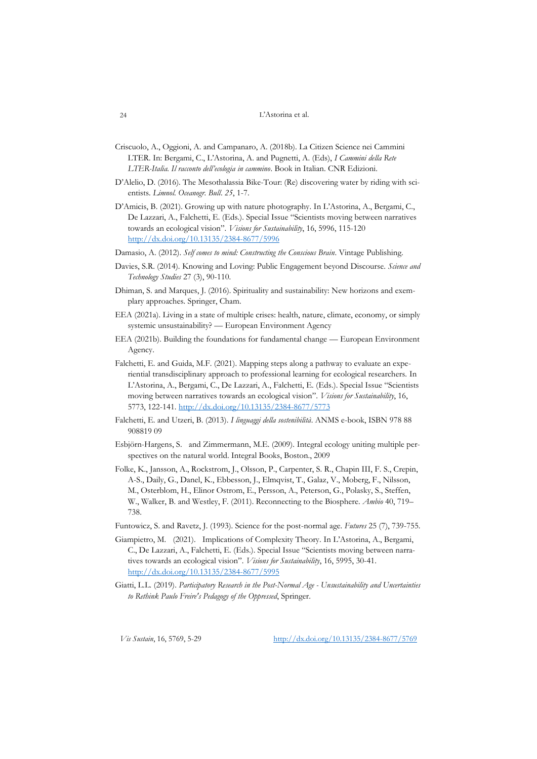Criscuolo, A., Oggioni, A. and Campanaro, A. (2018b). La Citizen Science nei Cammini LTER. In: Bergami, C., L'Astorina, A. and Pugnetti, A. (Eds), *I Cammini della Rete LTER-Italia. Il racconto dell'ecologia in cammino*. Book in Italian. CNR Edizioni.

D'Alelio, D. (2016). The Mesothalassia Bike-Tour: (Re) discovering water by riding with scientists. *Limnol. Oceanogr. Bull. 25*, 1-7.

D'Amicis, B. (2021). Growing up with nature photography. In L'Astorina, A., Bergami, C., De Lazzari, A., Falchetti, E. (Eds.). Special Issue "Scientists moving between narratives towards an ecological vision". *Visions for Sustainability*, 16, 5996, 115-120 http://dx.doi.org/10.13135/2384-8677/5996

Damasio, A. (2012). *Self comes to mind: Constructing the Conscious Brain*. Vintage Publishing.

Davies, S.R. (2014). Knowing and Loving: Public Engagement beyond Discourse. *Science and Technology Studies* 27 (3), 90-110.

Dhiman, S. and Marques, J. (2016). Spirituality and sustainability: New horizons and exemplary approaches. Springer, Cham.

EEA (2021a). Living in a state of multiple crises: health, nature, climate, economy, or simply systemic unsustainability? — European Environment Agency

EEA (2021b). Building the foundations for fundamental change — European Environment Agency.

Falchetti, E. and Guida, M.F. (2021). Mapping steps along a pathway to evaluate an experiential transdisciplinary approach to professional learning for ecological researchers. In L'Astorina, A., Bergami, C., De Lazzari, A., Falchetti, E. (Eds.). Special Issue "Scientists moving between narratives towards an ecological vision". *Visions for Sustainability*, 16, 5773, 122-141. http://dx.doi.org/10.13135/2384-8677/5773

Falchetti, E. and Utzeri, B. (2013). *I linguaggi della sostenibilità*. ANMS e-book, ISBN 978 88 908819 09

Esbjörn-Hargens, S. and Zimmermann, M.E. (2009). Integral ecology uniting multiple perspectives on the natural world. Integral Books, Boston., 2009

Folke, K., Jansson, A., Rockstrom, J., Olsson, P., Carpenter, S. R., Chapin III, F. S., Crepin, A-S., Daily, G., Danel, K., Ebbesson, J., Elmqvist, T., Galaz, V., Moberg, F., Nilsson, M., Osterblom, H., Elinor Ostrom, E., Persson, A., Peterson, G., Polasky, S., Steffen, W., Walker, B. and Westley, F. (2011). Reconnecting to the Biosphere. *Ambio* 40, 719–738.

Funtowicz, S. and Ravetz, J. (1993). Science for the post-normal age. *Futures* 25 (7), 739-755.

Giampietro, M. (2021). Implications of Complexity Theory. In L'Astorina, A., Bergami, C., De Lazzari, A., Falchetti, E. (Eds.). Special Issue "Scientists moving between narratives towards an ecological vision". *Visions for Sustainability*, 16, 5995, 30-41. http://dx.doi.org/10.13135/2384-8677/5995

Giatti, L.L. (2019). *Participatory Research in the Post-Normal Age - Unsustainability and Uncertainties to Rethink Paulo Freire's Pedagogy of the Oppressed*, Springer.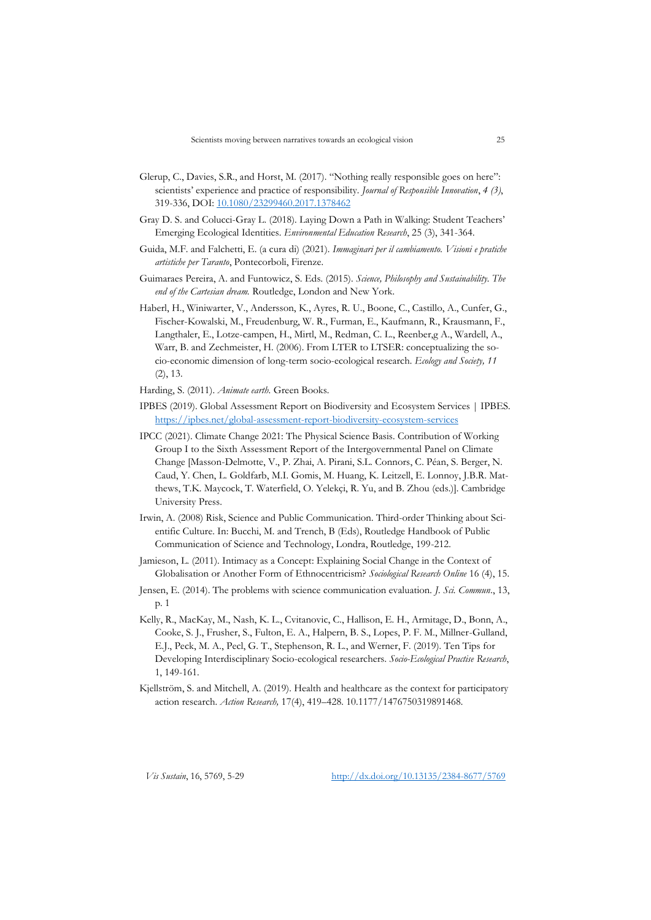Glerup, C., Davies, S.R., and Horst, M. (2017). "Nothing really responsible goes on here": scientists' experience and practice of responsibility. *Journal of Responsible Innovation*, *4 (3)*, 319-336, DOI: 10.1080/23299460.2017.1378462

Gray D. S. and Colucci-Gray L. (2018). Laying Down a Path in Walking: Student Teachers' Emerging Ecological Identities. *Environmental Education Research*, 25 (3), 341-364.

Guida, M.F. and Falchetti, E. (a cura di) (2021). *Immaginari per il cambiamento. Visioni e pratiche artistiche per Taranto*, Pontecorboli, Firenze.

Guimaraes Pereira, A. and Funtowicz, S. Eds. (2015). *Science, Philosophy and Sustainability. The end of the Cartesian dream.* Routledge, London and New York.

Haberl, H., Winiwarter, V., Andersson, K., Ayres, R. U., Boone, C., Castillo, A., Cunfer, G., Fischer-Kowalski, M., Freudenburg, W. R., Furman, E., Kaufmann, R., Krausmann, F., Langthaler, E., Lotze-campen, H., Mirtl, M., Redman, C. L., Reenber,g A., Wardell, A., Warr, B. and Zechmeister, H. (2006). From LTER to LTSER: conceptualizing the socio-economic dimension of long-term socio-ecological research. *Ecology and Society, 11* (2), 13.

Harding, S. (2011). *Animate earth.* Green Books.

IPBES (2019). Global Assessment Report on Biodiversity and Ecosystem Services | IPBES. https://ipbes.net/global-assessment-report-biodiversity-ecosystem-services

IPCC (2021). Climate Change 2021: The Physical Science Basis. Contribution of Working Group I to the Sixth Assessment Report of the Intergovernmental Panel on Climate Change [Masson-Delmotte, V., P. Zhai, A. Pirani, S.L. Connors, C. Péan, S. Berger, N. Caud, Y. Chen, L. Goldfarb, M.I. Gomis, M. Huang, K. Leitzell, E. Lonnoy, J.B.R. Matthews, T.K. Maycock, T. Waterfield, O. Yelekçi, R. Yu, and B. Zhou (eds.)]. Cambridge University Press.

Irwin, A. (2008) Risk, Science and Public Communication. Third-order Thinking about Scientific Culture. In: Bucchi, M. and Trench, B (Eds), Routledge Handbook of Public Communication of Science and Technology, Londra, Routledge, 199-212.

Jamieson, L. (2011). Intimacy as a Concept: Explaining Social Change in the Context of Globalisation or Another Form of Ethnocentricism? *Sociological Research Online* 16 (4), 15.

Jensen, E. (2014). The problems with science communication evaluation. *J. Sci. Commun*., 13, p. 1

Kelly, R., MacKay, M., Nash, K. L., Cvitanovic, C., Hallison, E. H., Armitage, D., Bonn, A., Cooke, S. J., Frusher, S., Fulton, E. A., Halpern, B. S., Lopes, P. F. M., Millner-Gulland, E.J., Peck, M. A., Pecl, G. T., Stephenson, R. L., and Werner, F. (2019). Ten Tips for Developing Interdisciplinary Socio-ecological researchers. *Socio-Ecological Practise Research*, 1, 149-161.

Kjellström, S. and Mitchell, A. (2019). Health and healthcare as the context for participatory action research. *Action Research,* 17(4), 419–428. 10.1177/1476750319891468.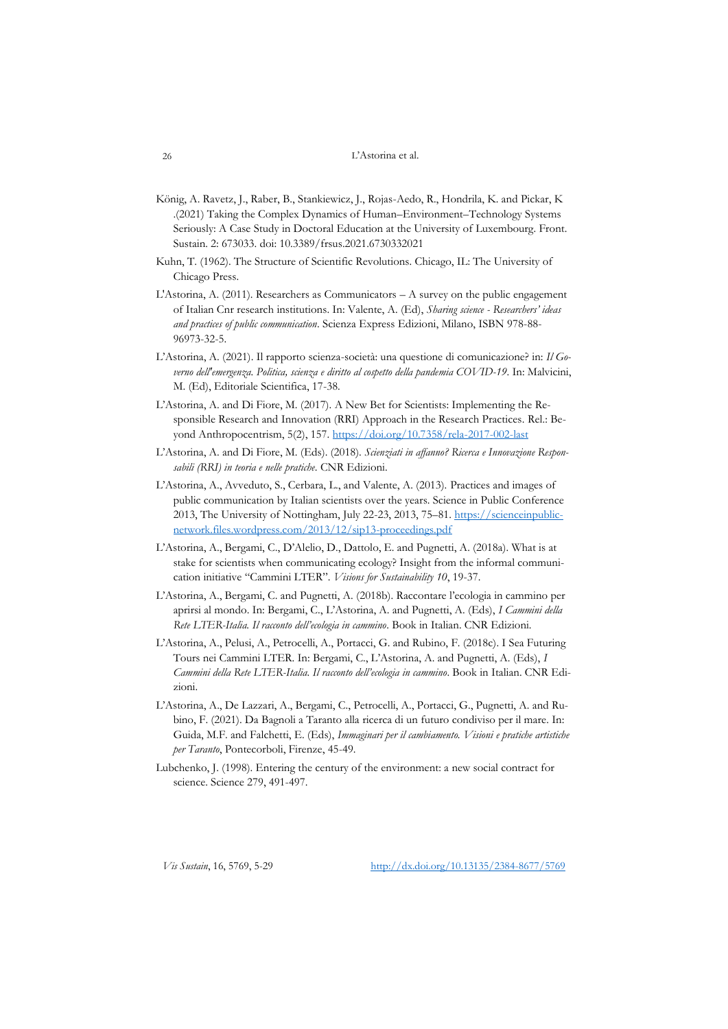König, A. Ravetz, J., Raber, B., Stankiewicz, J., Rojas-Aedo, R., Hondrila, K. and Pickar, K .(2021) Taking the Complex Dynamics of Human–Environment–Technology Systems Seriously: A Case Study in Doctoral Education at the University of Luxembourg. Front. Sustain. 2: 673033. doi: 10.3389/frsus.2021.6730332021

Kuhn, T. (1962). The Structure of Scientific Revolutions. Chicago, IL: The University of Chicago Press.

L'Astorina, A. (2011). Researchers as Communicators – A survey on the public engagement of Italian Cnr research institutions. In: Valente, A. (Ed), *Sharing science - Researchers' ideas and practices of public communication*. Scienza Express Edizioni, Milano, ISBN 978-88-96973-32-5.

L'Astorina, A. (2021). Il rapporto scienza-società: una questione di comunicazione? in: *Il Governo dell'emergenza. Politica, scienza e diritto al cospetto della pandemia COVID-19*. In: Malvicini, M. (Ed), Editoriale Scientifica, 17-38.

L'Astorina, A. and Di Fiore, M. (2017). A New Bet for Scientists: Implementing the Responsible Research and Innovation (RRI) Approach in the Research Practices. Rel.: Beyond Anthropocentrism, 5(2), 157. https://doi.org/10.7358/rela-2017-002-last

L'Astorina, A. and Di Fiore, M. (Eds). (2018). *Scienziati in affanno? Ricerca e Innovazione Responsabili (RRI) in teoria e nelle pratiche*. CNR Edizioni.

L'Astorina, A., Avveduto, S., Cerbara, L., and Valente, A. (2013). Practices and images of public communication by Italian scientists over the years. Science in Public Conference 2013, The University of Nottingham, July 22-23, 2013, 75–81. https://scienceinpublic-network.files.wordpress.com/2013/12/sip13-proceedings.pdf

L'Astorina, A., Bergami, C., D'Alelio, D., Dattolo, E. and Pugnetti, A. (2018a). What is at stake for scientists when communicating ecology? Insight from the informal communication initiative "Cammini LTER". *Visions for Sustainability 10*, 19-37.

L'Astorina, A., Bergami, C. and Pugnetti, A. (2018b). Raccontare l'ecologia in cammino per aprirsi al mondo. In: Bergami, C., L'Astorina, A. and Pugnetti, A. (Eds), *I Cammini della Rete LTER-Italia. Il racconto dell'ecologia in cammino*. Book in Italian. CNR Edizioni.

L'Astorina, A., Pelusi, A., Petrocelli, A., Portacci, G. and Rubino, F. (2018c). I Sea Futuring Tours nei Cammini LTER. In: Bergami, C., L'Astorina, A. and Pugnetti, A. (Eds), *I Cammini della Rete LTER-Italia. Il racconto dell'ecologia in cammino*. Book in Italian. CNR Edizioni.

L'Astorina, A., De Lazzari, A., Bergami, C., Petrocelli, A., Portacci, G., Pugnetti, A. and Rubino, F. (2021). Da Bagnoli a Taranto alla ricerca di un futuro condiviso per il mare. In: Guida, M.F. and Falchetti, E. (Eds), *Immaginari per il cambiamento. Visioni e pratiche artistiche per Taranto*, Pontecorboli, Firenze, 45-49.

Lubchenko, J. (1998). Entering the century of the environment: a new social contract for science. Science 279, 491-497.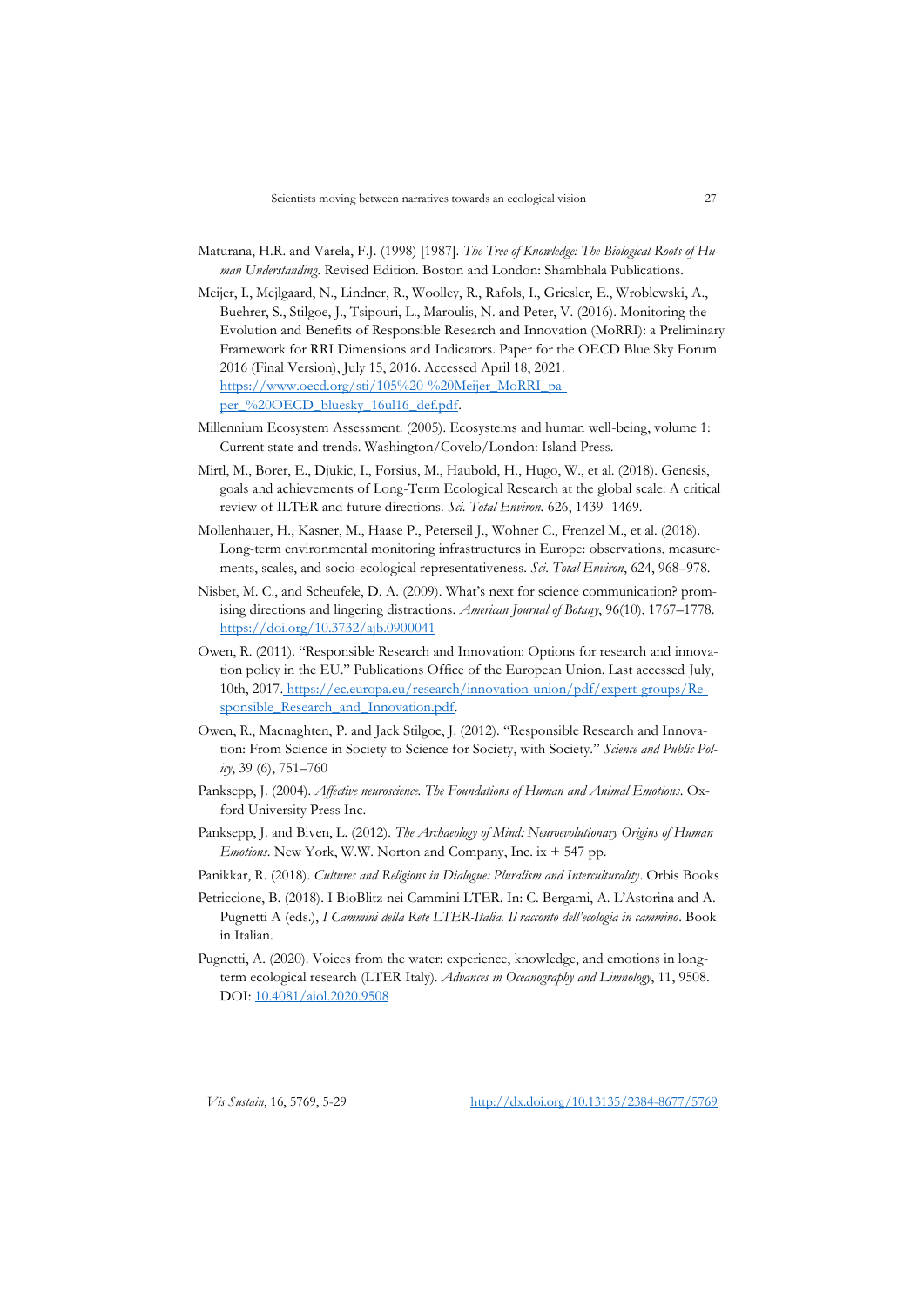Maturana, H.R. and Varela, F.J. (1998) [1987]. *The Tree of Knowledge: The Biological Roots of Human Understanding*. Revised Edition. Boston and London: Shambhala Publications.

Meijer, I., Mejlgaard, N., Lindner, R., Woolley, R., Rafols, I., Griesler, E., Wroblewski, A., Buehrer, S., Stilgoe, J., Tsipouri, L., Maroulis, N. and Peter, V. (2016). Monitoring the Evolution and Benefits of Responsible Research and Innovation (MoRRI): a Preliminary Framework for RRI Dimensions and Indicators. Paper for the OECD Blue Sky Forum 2016 (Final Version), July 15, 2016. Accessed April 18, 2021. [https://www.oecd.org/sti/105%20-%20Meijer_MoRRI_paper_%20OECD_bluesky_16ul16_def.pdf](https://www.oecd.org/sti/105%20-%20Meijer_MoRRI_paper_%20OECD_bluesky_16ul16_def.pdf).

Millennium Ecosystem Assessment. (2005). Ecosystems and human well-being, volume 1: Current state and trends. Washington/Covelo/London: Island Press.

Mirtl, M., Borer, E., Djukic, I., Forsius, M., Haubold, H., Hugo, W., et al. (2018). Genesis, goals and achievements of Long-Term Ecological Research at the global scale: A critical review of ILTER and future directions. *Sci. Total Environ.* 626, 1439- 1469.

Mollenhauer, H., Kasner, M., Haase P., Peterseil J., Wohner C., Frenzel M., et al. (2018). Long-term environmental monitoring infrastructures in Europe: observations, measurements, scales, and socio-ecological representativeness. *Sci. Total Environ*, 624, 968–978.

Nisbet, M. C., and Scheufele, D. A. (2009). What's next for science communication? promising directions and lingering distractions. *American Journal of Botany*, 96(10), 1767–1778. [https://doi.org/10.3732/ajb.0900041](https://doi.org/10.3732/ajb.0900041)

Owen, R. (2011). "Responsible Research and Innovation: Options for research and innovation policy in the EU." Publications Office of the European Union. Last accessed July, 10th, 2017. [https://ec.europa.eu/research/innovation-union/pdf/expert-groups/Responsible_Research_and_Innovation.pdf](https://ec.europa.eu/research/innovation-union/pdf/expert-groups/Responsible_Research_and_Innovation.pdf).

Owen, R., Macnaghten, P. and Jack Stilgoe, J. (2012). "Responsible Research and Innovation: From Science in Society to Science for Society, with Society." *Science and Public Policy*, 39 (6), 751–760

Panksepp, J. (2004). *Affective neuroscience. The Foundations of Human and Animal Emotions*. Oxford University Press Inc.

Panksepp, J. and Biven, L. (2012). *The Archaeology of Mind: Neuroevolutionary Origins of Human Emotions*. New York, W.W. Norton and Company, Inc. ix + 547 pp.

Panikkar, R. (2018). *Cultures and Religions in Dialogue: Pluralism and Interculturality*. Orbis Books

Petriccione, B. (2018). I BioBlitz nei Cammini LTER. In: C. Bergami, A. L'Astorina and A. Pugnetti A (eds.), *I Cammini della Rete LTER-Italia. Il racconto dell'ecologia in cammino*. Book in Italian.

Pugnetti, A. (2020). Voices from the water: experience, knowledge, and emotions in long-term ecological research (LTER Italy). *Advances in Oceanography and Limnology*, 11, 9508. DOI: [10.4081/aiol.2020.9508](https://doi.org/10.4081/aiol.2020.9508)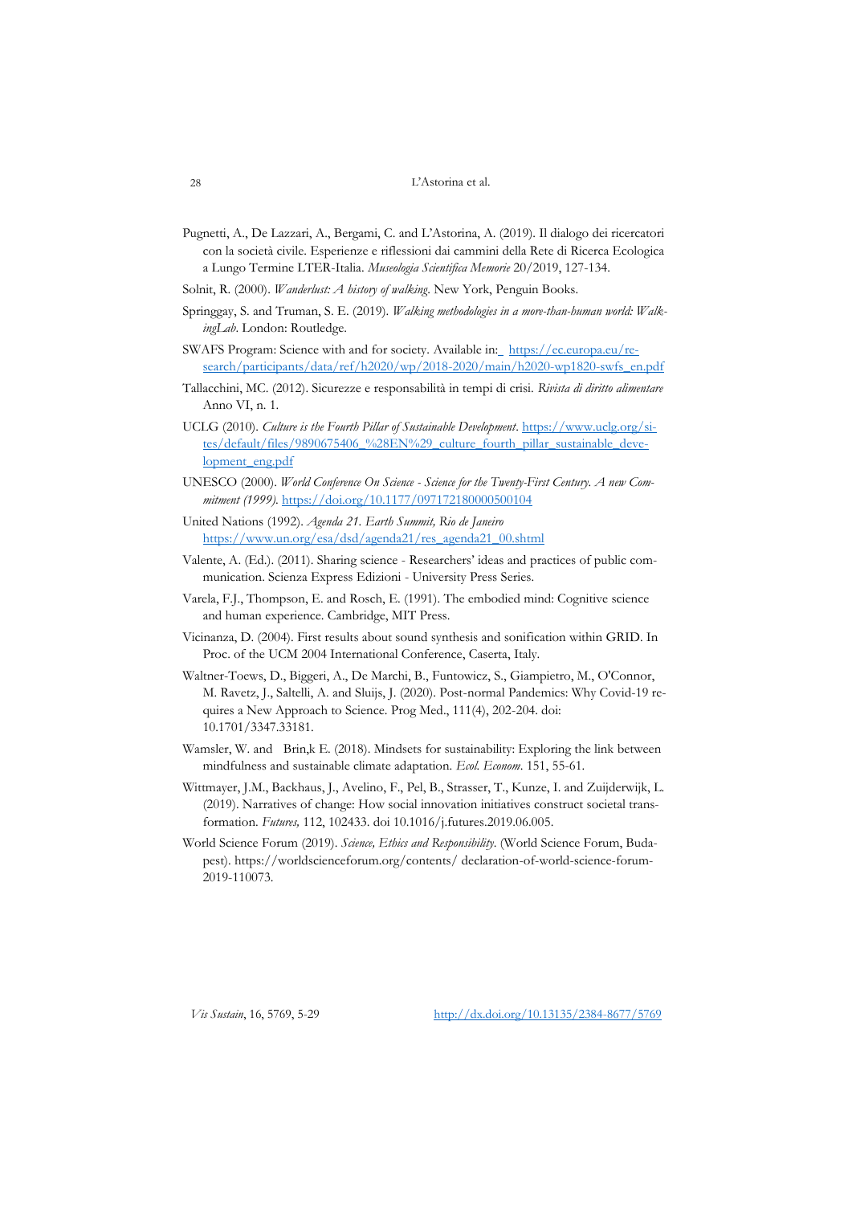Pugnetti, A., De Lazzari, A., Bergami, C. and L'Astorina, A. (2019). Il dialogo dei ricercatori con la società civile. Esperienze e riflessioni dai cammini della Rete di Ricerca Ecologica a Lungo Termine LTER-Italia. *Museologia Scientifica Memorie* 20/2019, 127-134.

Solnit, R. (2000). *Wanderlust: A history of walking*. New York, Penguin Books.

Springgay, S. and Truman, S. E. (2019). *Walking methodologies in a more-than-human world: WalkingLab*. London: Routledge.

SWAFS Program: Science with and for society. Available in: https://ec.europa.eu/research/participants/data/ref/h2020/wp/2018-2020/main/h2020-wp1820-swfs_en.pdf

Tallacchini, MC. (2012). Sicurezze e responsabilità in tempi di crisi. *Rivista di diritto alimentare* Anno VI, n. 1.

UCLG (2010). *Culture is the Fourth Pillar of Sustainable Development*. https://www.uclg.org/sites/default/files/9890675406_%28EN%29_culture_fourth_pillar_sustainable_development_eng.pdf

UNESCO (2000). *World Conference On Science - Science for the Twenty-First Century. A new Commitment (1999)*. https://doi.org/10.1177/097172180000500104

United Nations (1992). *Agenda 21. Earth Summit, Rio de Janeiro* https://www.un.org/esa/dsd/agenda21/res_agenda21_00.shtml

Valente, A. (Ed.). (2011). Sharing science - Researchers' ideas and practices of public communication. Scienza Express Edizioni - University Press Series.

Varela, F.J., Thompson, E. and Rosch, E. (1991). The embodied mind: Cognitive science and human experience. Cambridge, MIT Press.

Vicinanza, D. (2004). First results about sound synthesis and sonification within GRID. In Proc. of the UCM 2004 International Conference, Caserta, Italy.

Waltner-Toews, D., Biggeri, A., De Marchi, B., Funtowicz, S., Giampietro, M., O'Connor, M. Ravetz, J., Saltelli, A. and Sluijs, J. (2020). Post-normal Pandemics: Why Covid-19 requires a New Approach to Science. Prog Med., 111(4), 202-204. doi: 10.1701/3347.33181.

Wamsler, W. and Brin,k E. (2018). Mindsets for sustainability: Exploring the link between mindfulness and sustainable climate adaptation. *Ecol. Econom*. 151, 55-61.

Wittmayer, J.M., Backhaus, J., Avelino, F., Pel, B., Strasser, T., Kunze, I. and Zuijderwijk, L. (2019). Narratives of change: How social innovation initiatives construct societal transformation. *Futures,* 112, 102433. doi 10.1016/j.futures.2019.06.005.

World Science Forum (2019). *Science, Ethics and Responsibility*. (World Science Forum, Budapest). https://worldscienceforum.org/contents/ declaration-of-world-science-forum-2019-110073.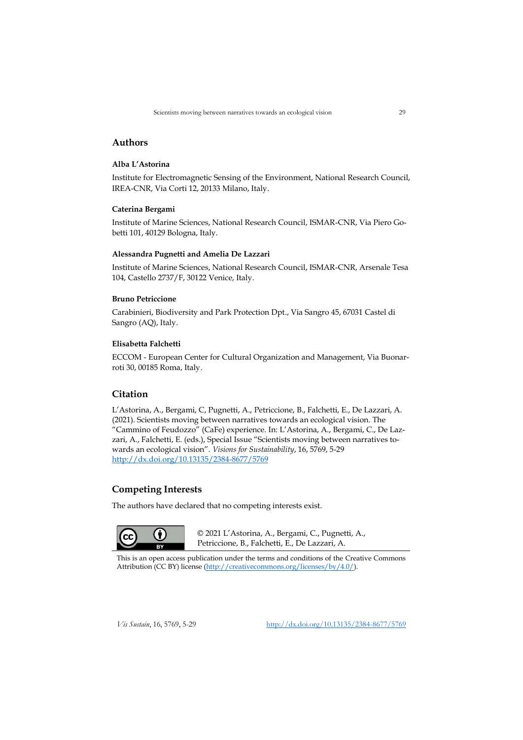## Authors

**Alba L'Astorina**

Institute for Electromagnetic Sensing of the Environment, National Research Council, IREA-CNR, Via Corti 12, 20133 Milano, Italy.

**Caterina Bergami**

Institute of Marine Sciences, National Research Council, ISMAR-CNR, Via Piero Gobetti 101, 40129 Bologna, Italy.

**Alessandra Pugnetti and Amelia De Lazzari**

Institute of Marine Sciences, National Research Council, ISMAR-CNR, Arsenale Tesa 104, Castello 2737/F, 30122 Venice, Italy.

**Bruno Petriccione**

Carabinieri, Biodiversity and Park Protection Dpt., Via Sangro 45, 67031 Castel di Sangro (AQ), Italy.

**Elisabetta Falchetti**

ECCOM - European Center for Cultural Organization and Management, Via Buonarroti 30, 00185 Roma, Italy.

## Citation

L'Astorina, A., Bergami, C, Pugnetti, A., Petriccione, B., Falchetti, E., De Lazzari, A. (2021). Scientists moving between narratives towards an ecological vision. The "Cammino of Feudozzo" (CaFe) experience. In: L'Astorina, A., Bergami, C., De Lazzari, A., Falchetti, E. (eds.), Special Issue "Scientists moving between narratives towards an ecological vision". *Visions for Sustainability*, 16, 5769, 5-29 http://dx.doi.org/10.13135/2384-8677/5769

## Competing Interests

The authors have declared that no competing interests exist.

© 2021 L'Astorina, A., Bergami, C., Pugnetti, A., Petriccione, B., Falchetti, E., De Lazzari, A.

This is an open access publication under the terms and conditions of the Creative Commons Attribution (CC BY) license (http://creativecommons.org/licenses/by/4.0/).